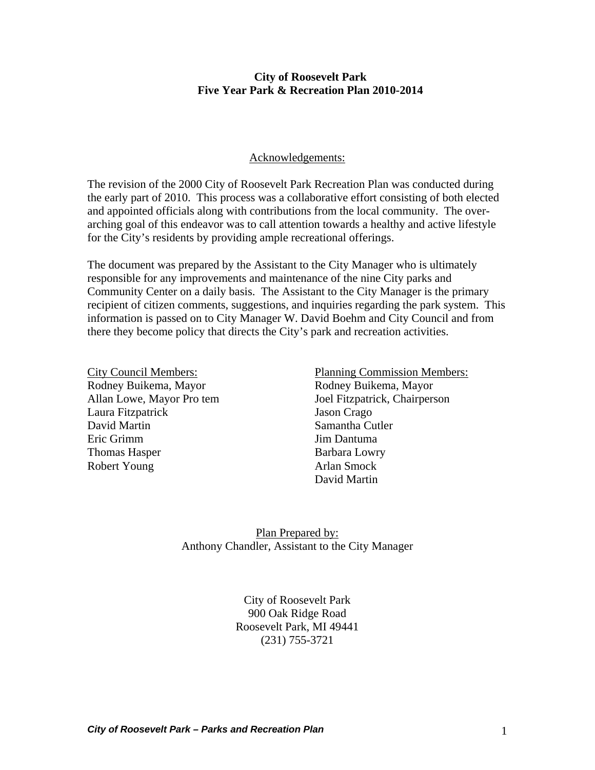**City of Roosevelt Park**
**Five Year Park & Recreation Plan 2010-2014**

Acknowledgements:

The revision of the 2000 City of Roosevelt Park Recreation Plan was conducted during the early part of 2010. This process was a collaborative effort consisting of both elected and appointed officials along with contributions from the local community. The over-arching goal of this endeavor was to call attention towards a healthy and active lifestyle for the City's residents by providing ample recreational offerings.

The document was prepared by the Assistant to the City Manager who is ultimately responsible for any improvements and maintenance of the nine City parks and Community Center on a daily basis. The Assistant to the City Manager is the primary recipient of citizen comments, suggestions, and inquiries regarding the park system. This information is passed on to City Manager W. David Boehm and City Council and from there they become policy that directs the City's park and recreation activities.

City Council Members:
Rodney Buikema, Mayor
Allan Lowe, Mayor Pro tem
Laura Fitzpatrick
David Martin
Eric Grimm
Thomas Hasper
Robert Young

Planning Commission Members:
Rodney Buikema, Mayor
Joel Fitzpatrick, Chairperson
Jason Crago
Samantha Cutler
Jim Dantuma
Barbara Lowry
Arlan Smock
David Martin

Plan Prepared by:
Anthony Chandler, Assistant to the City Manager

City of Roosevelt Park
900 Oak Ridge Road
Roosevelt Park, MI 49441
(231) 755-3721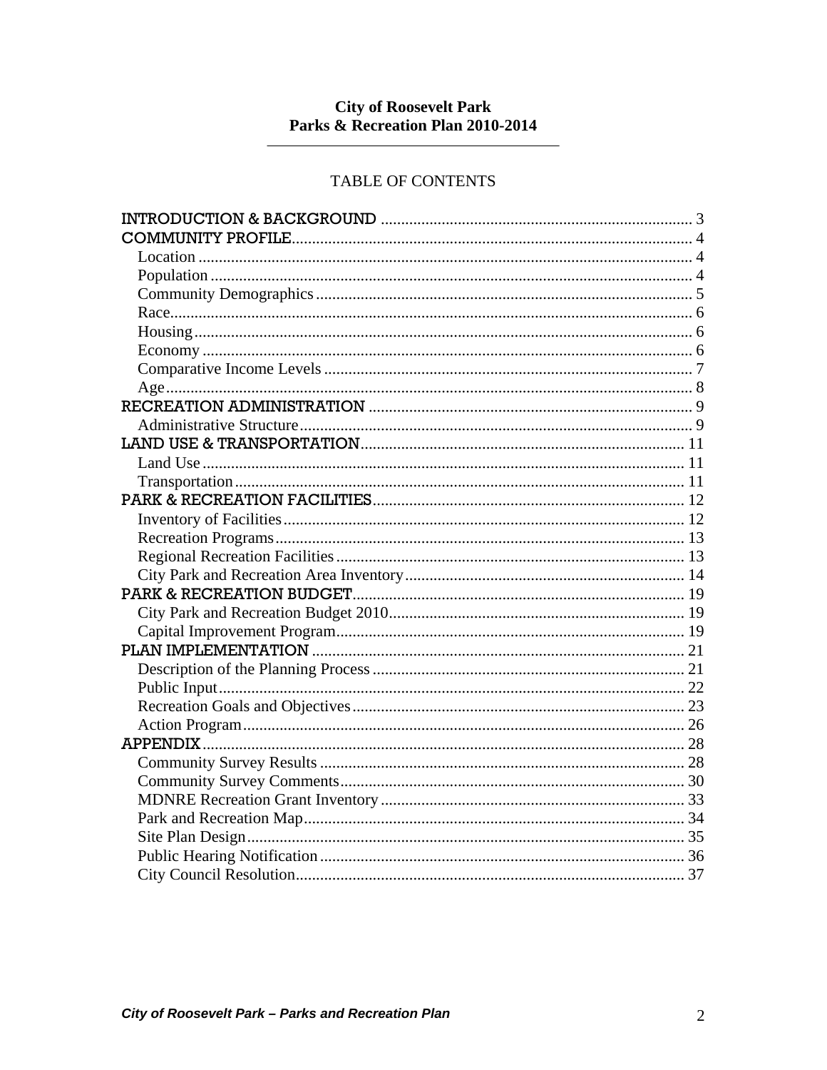**City of Roosevelt Park**
**Parks & Recreation Plan 2010-2014**

---

TABLE OF CONTENTS

INTRODUCTION & BACKGROUND ........ 3
COMMUNITY PROFILE ........ 4
- Location ........ 4
- Population ........ 4
- Community Demographics ........ 5
- Race ........ 6
- Housing ........ 6
- Economy ........ 6
- Comparative Income Levels ........ 7
- Age ........ 8

RECREATION ADMINISTRATION ........ 9
- Administrative Structure ........ 9

LAND USE & TRANSPORTATION ........ 11
- Land Use ........ 11
- Transportation ........ 11

PARK & RECREATION FACILITIES ........ 12
- Inventory of Facilities ........ 12
- Recreation Programs ........ 13
- Regional Recreation Facilities ........ 13
- City Park and Recreation Area Inventory ........ 14

PARK & RECREATION BUDGET ........ 19
- City Park and Recreation Budget 2010 ........ 19
- Capital Improvement Program ........ 19

PLAN IMPLEMENTATION ........ 21
- Description of the Planning Process ........ 21
- Public Input ........ 22
- Recreation Goals and Objectives ........ 23
- Action Program ........ 26

APPENDIX ........ 28
- Community Survey Results ........ 28
- Community Survey Comments ........ 30
- MDNRE Recreation Grant Inventory ........ 33
- Park and Recreation Map ........ 34
- Site Plan Design ........ 35
- Public Hearing Notification ........ 36
- City Council Resolution ........ 37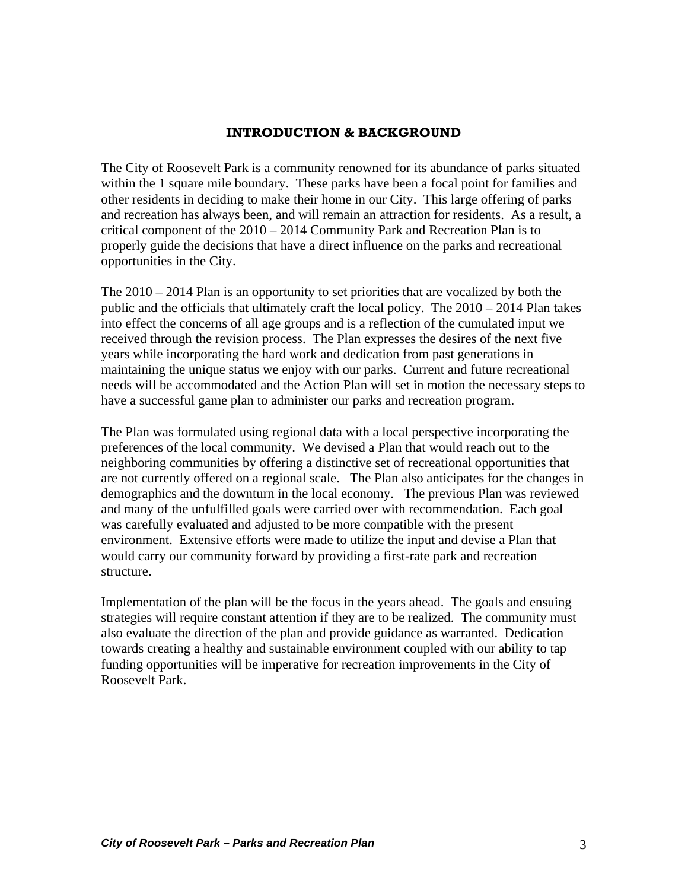# INTRODUCTION & BACKGROUND

The City of Roosevelt Park is a community renowned for its abundance of parks situated within the 1 square mile boundary. These parks have been a focal point for families and other residents in deciding to make their home in our City. This large offering of parks and recreation has always been, and will remain an attraction for residents. As a result, a critical component of the 2010 – 2014 Community Park and Recreation Plan is to properly guide the decisions that have a direct influence on the parks and recreational opportunities in the City.

The 2010 – 2014 Plan is an opportunity to set priorities that are vocalized by both the public and the officials that ultimately craft the local policy. The 2010 – 2014 Plan takes into effect the concerns of all age groups and is a reflection of the cumulated input we received through the revision process. The Plan expresses the desires of the next five years while incorporating the hard work and dedication from past generations in maintaining the unique status we enjoy with our parks. Current and future recreational needs will be accommodated and the Action Plan will set in motion the necessary steps to have a successful game plan to administer our parks and recreation program.

The Plan was formulated using regional data with a local perspective incorporating the preferences of the local community. We devised a Plan that would reach out to the neighboring communities by offering a distinctive set of recreational opportunities that are not currently offered on a regional scale. The Plan also anticipates for the changes in demographics and the downturn in the local economy. The previous Plan was reviewed and many of the unfulfilled goals were carried over with recommendation. Each goal was carefully evaluated and adjusted to be more compatible with the present environment. Extensive efforts were made to utilize the input and devise a Plan that would carry our community forward by providing a first-rate park and recreation structure.

Implementation of the plan will be the focus in the years ahead. The goals and ensuing strategies will require constant attention if they are to be realized. The community must also evaluate the direction of the plan and provide guidance as warranted. Dedication towards creating a healthy and sustainable environment coupled with our ability to tap funding opportunities will be imperative for recreation improvements in the City of Roosevelt Park.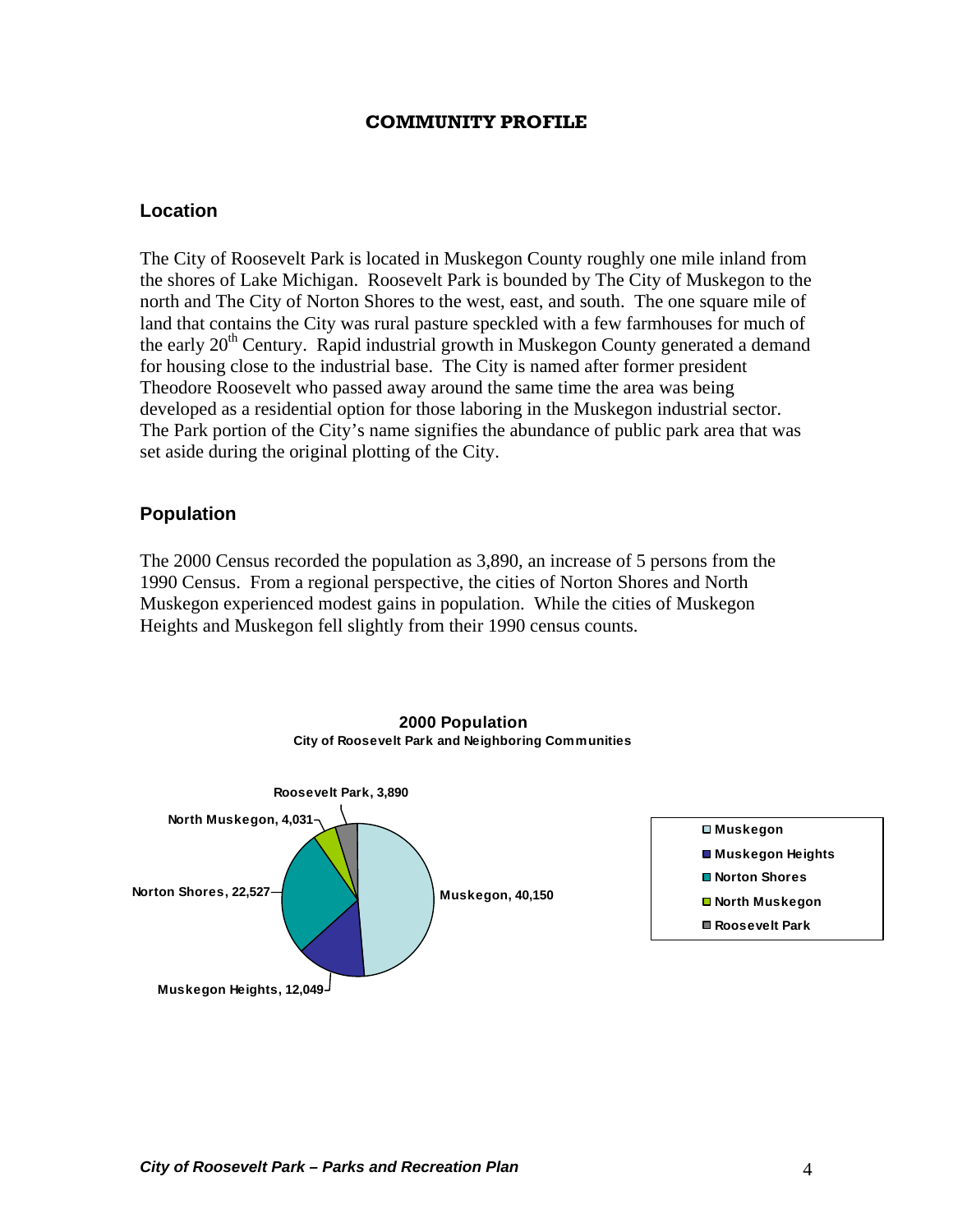# COMMUNITY PROFILE

## Location

The City of Roosevelt Park is located in Muskegon County roughly one mile inland from the shores of Lake Michigan. Roosevelt Park is bounded by The City of Muskegon to the north and The City of Norton Shores to the west, east, and south. The one square mile of land that contains the City was rural pasture speckled with a few farmhouses for much of the early 20th Century. Rapid industrial growth in Muskegon County generated a demand for housing close to the industrial base. The City is named after former president Theodore Roosevelt who passed away around the same time the area was being developed as a residential option for those laboring in the Muskegon industrial sector. The Park portion of the City's name signifies the abundance of public park area that was set aside during the original plotting of the City.

## Population

The 2000 Census recorded the population as 3,890, an increase of 5 persons from the 1990 Census. From a regional perspective, the cities of Norton Shores and North Muskegon experienced modest gains in population. While the cities of Muskegon Heights and Muskegon fell slightly from their 1990 census counts.

**2000 Population**
**City of Roosevelt Park and Neighboring Communities**

| Community | 2000 Population |
| --- | --- |
| Muskegon | 40,150 |
| Muskegon Heights | 12,049 |
| Norton Shores | 22,527 |
| North Muskegon | 4,031 |
| Roosevelt Park | 3,890 |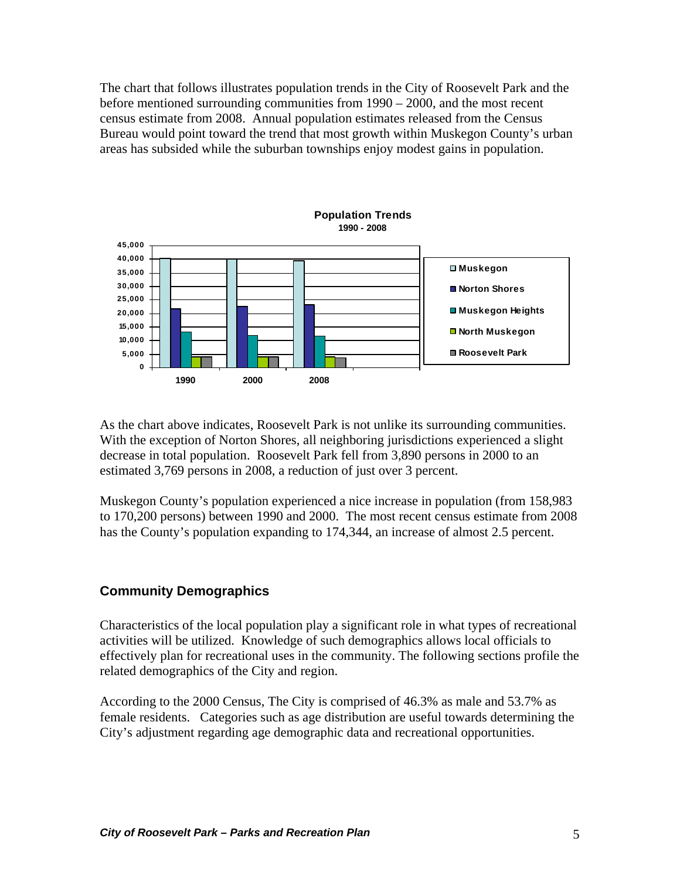The chart that follows illustrates population trends in the City of Roosevelt Park and the before mentioned surrounding communities from 1990 – 2000, and the most recent census estimate from 2008. Annual population estimates released from the Census Bureau would point toward the trend that most growth within Muskegon County's urban areas has subsided while the suburban townships enjoy modest gains in population.

**Population Trends**
**1990 - 2008**

As the chart above indicates, Roosevelt Park is not unlike its surrounding communities. With the exception of Norton Shores, all neighboring jurisdictions experienced a slight decrease in total population. Roosevelt Park fell from 3,890 persons in 2000 to an estimated 3,769 persons in 2008, a reduction of just over 3 percent.

Muskegon County's population experienced a nice increase in population (from 158,983 to 170,200 persons) between 1990 and 2000. The most recent census estimate from 2008 has the County's population expanding to 174,344, an increase of almost 2.5 percent.

## Community Demographics

Characteristics of the local population play a significant role in what types of recreational activities will be utilized. Knowledge of such demographics allows local officials to effectively plan for recreational uses in the community. The following sections profile the related demographics of the City and region.

According to the 2000 Census, The City is comprised of 46.3% as male and 53.7% as female residents. Categories such as age distribution are useful towards determining the City's adjustment regarding age demographic data and recreational opportunities.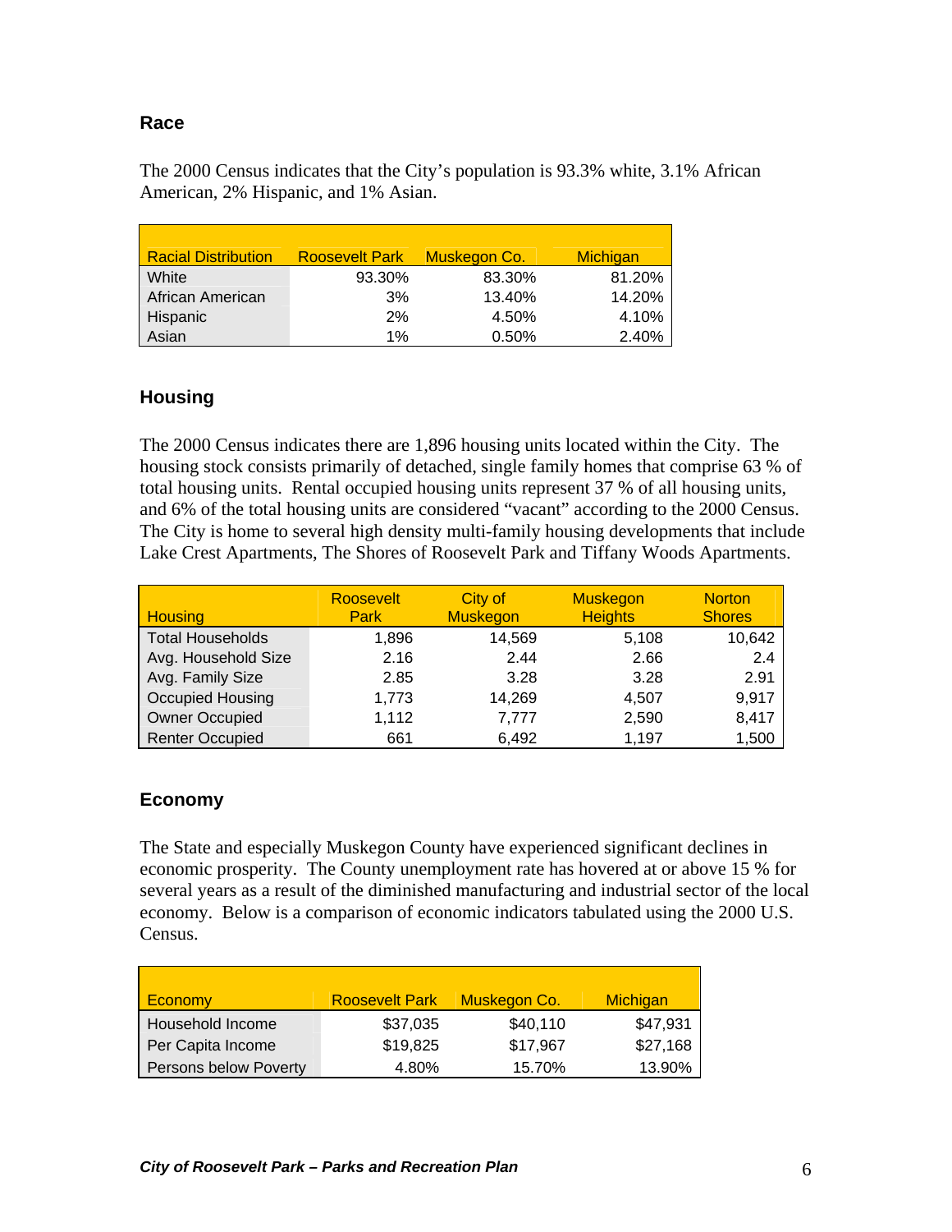## Race

The 2000 Census indicates that the City's population is 93.3% white, 3.1% African American, 2% Hispanic, and 1% Asian.

| Racial Distribution | Roosevelt Park | Muskegon Co. | Michigan |
|---|---|---|---|
| White | 93.30% | 83.30% | 81.20% |
| African American | 3% | 13.40% | 14.20% |
| Hispanic | 2% | 4.50% | 4.10% |
| Asian | 1% | 0.50% | 2.40% |

## Housing

The 2000 Census indicates there are 1,896 housing units located within the City. The housing stock consists primarily of detached, single family homes that comprise 63 % of total housing units. Rental occupied housing units represent 37 % of all housing units, and 6% of the total housing units are considered "vacant" according to the 2000 Census. The City is home to several high density multi-family housing developments that include Lake Crest Apartments, The Shores of Roosevelt Park and Tiffany Woods Apartments.

| Housing | Roosevelt Park | City of Muskegon | Muskegon Heights | Norton Shores |
|---|---|---|---|---|
| Total Households | 1,896 | 14,569 | 5,108 | 10,642 |
| Avg. Household Size | 2.16 | 2.44 | 2.66 | 2.4 |
| Avg. Family Size | 2.85 | 3.28 | 3.28 | 2.91 |
| Occupied Housing | 1,773 | 14,269 | 4,507 | 9,917 |
| Owner Occupied | 1,112 | 7,777 | 2,590 | 8,417 |
| Renter Occupied | 661 | 6,492 | 1,197 | 1,500 |

## Economy

The State and especially Muskegon County have experienced significant declines in economic prosperity. The County unemployment rate has hovered at or above 15 % for several years as a result of the diminished manufacturing and industrial sector of the local economy. Below is a comparison of economic indicators tabulated using the 2000 U.S. Census.

| Economy | Roosevelt Park | Muskegon Co. | Michigan |
|---|---|---|---|
| Household Income | $37,035 | $40,110 | $47,931 |
| Per Capita Income | $19,825 | $17,967 | $27,168 |
| Persons below Poverty | 4.80% | 15.70% | 13.90% |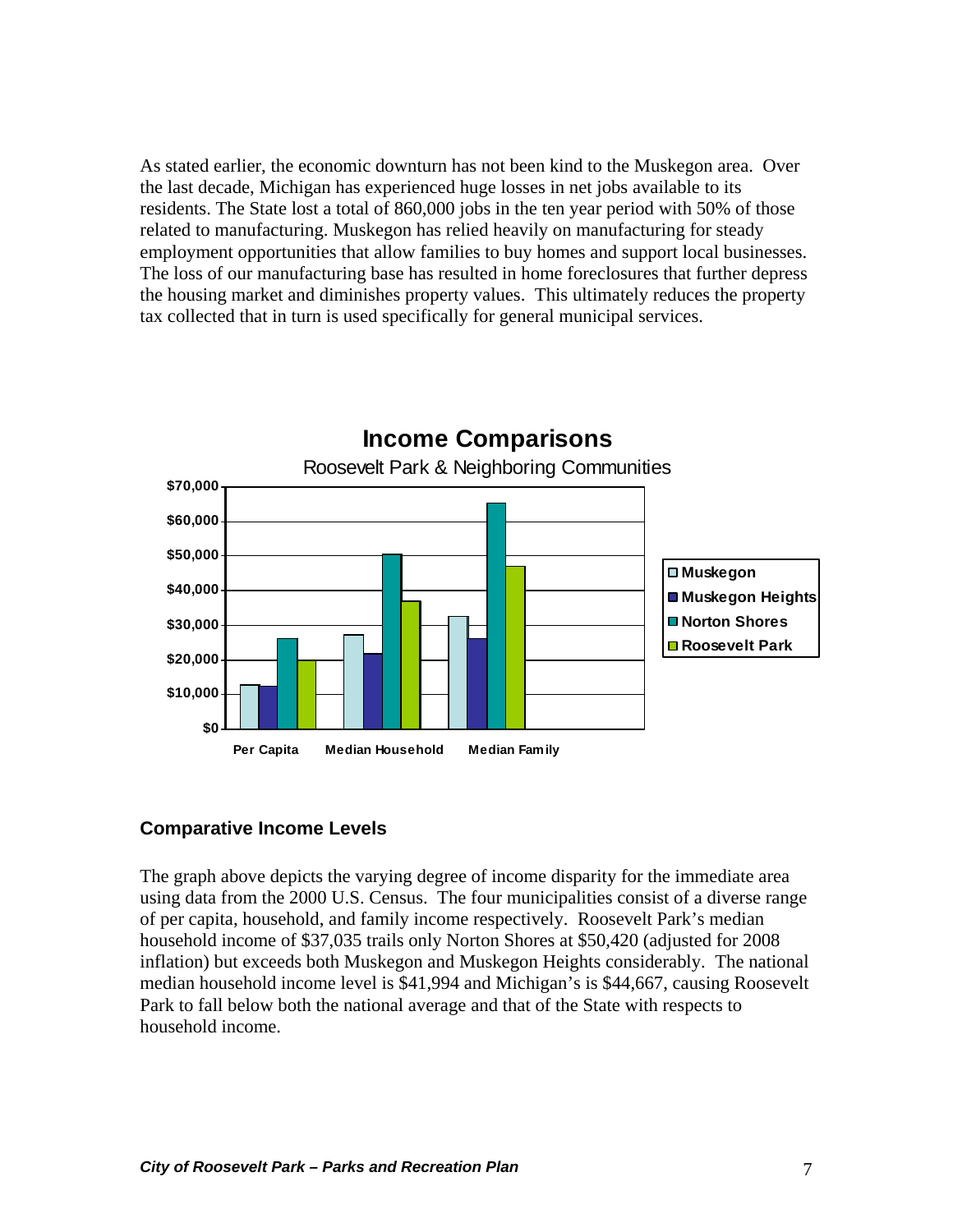As stated earlier, the economic downturn has not been kind to the Muskegon area. Over the last decade, Michigan has experienced huge losses in net jobs available to its residents. The State lost a total of 860,000 jobs in the ten year period with 50% of those related to manufacturing. Muskegon has relied heavily on manufacturing for steady employment opportunities that allow families to buy homes and support local businesses. The loss of our manufacturing base has resulted in home foreclosures that further depress the housing market and diminishes property values. This ultimately reduces the property tax collected that in turn is used specifically for general municipal services.

## Comparative Income Levels

The graph above depicts the varying degree of income disparity for the immediate area using data from the 2000 U.S. Census. The four municipalities consist of a diverse range of per capita, household, and family income respectively. Roosevelt Park's median household income of $37,035 trails only Norton Shores at $50,420 (adjusted for 2008 inflation) but exceeds both Muskegon and Muskegon Heights considerably. The national median household income level is $41,994 and Michigan's is $44,667, causing Roosevelt Park to fall below both the national average and that of the State with respects to household income.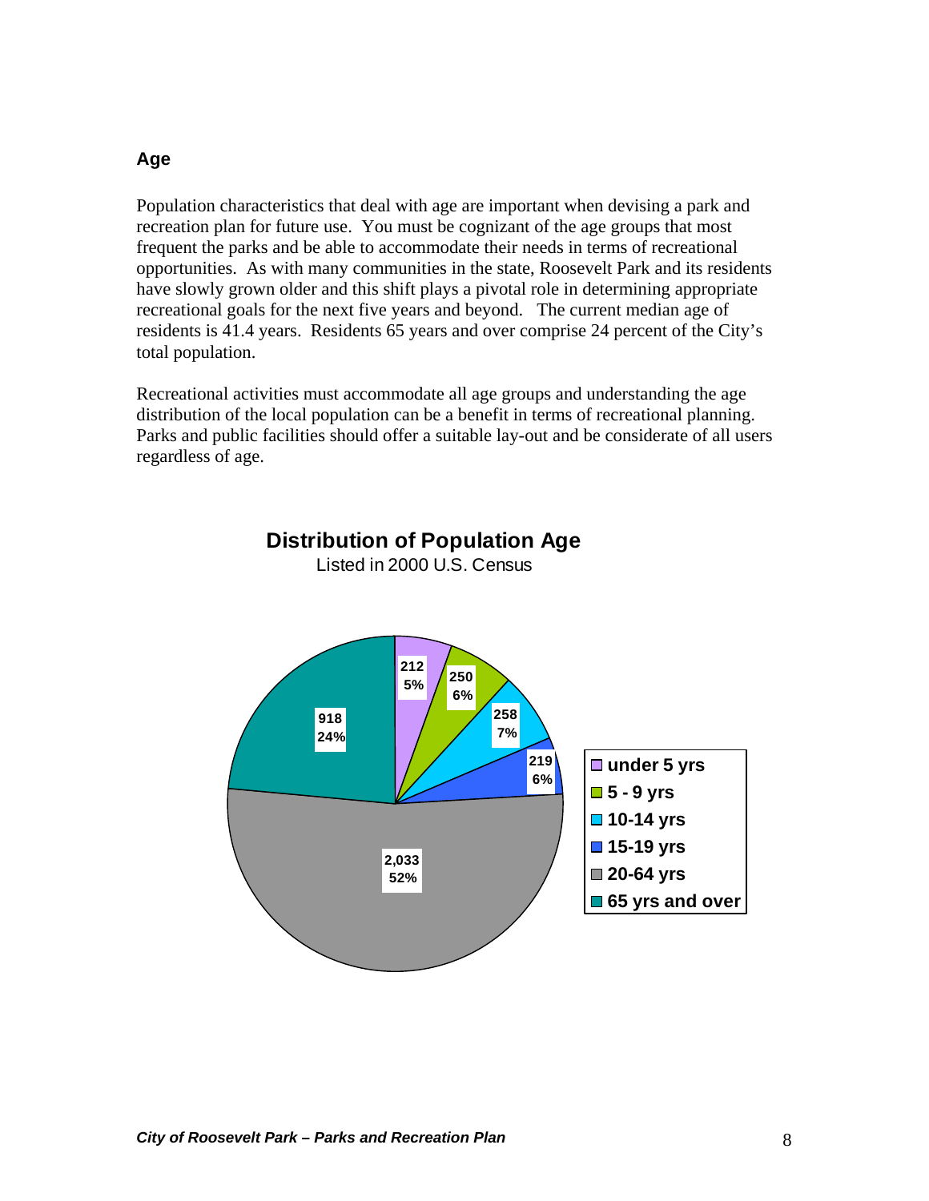## Age

Population characteristics that deal with age are important when devising a park and recreation plan for future use. You must be cognizant of the age groups that most frequent the parks and be able to accommodate their needs in terms of recreational opportunities. As with many communities in the state, Roosevelt Park and its residents have slowly grown older and this shift plays a pivotal role in determining appropriate recreational goals for the next five years and beyond. The current median age of residents is 41.4 years. Residents 65 years and over comprise 24 percent of the City's total population.

Recreational activities must accommodate all age groups and understanding the age distribution of the local population can be a benefit in terms of recreational planning. Parks and public facilities should offer a suitable lay-out and be considerate of all users regardless of age.

**Distribution of Population Age**

Listed in 2000 U.S. Census

| Age Group | Population | Percent |
| --- | --- | --- |
| under 5 yrs | 212 | 5% |
| 5 - 9 yrs | 250 | 6% |
| 10-14 yrs | 258 | 7% |
| 15-19 yrs | 219 | 6% |
| 20-64 yrs | 2,033 | 52% |
| 65 yrs and over | 918 | 24% |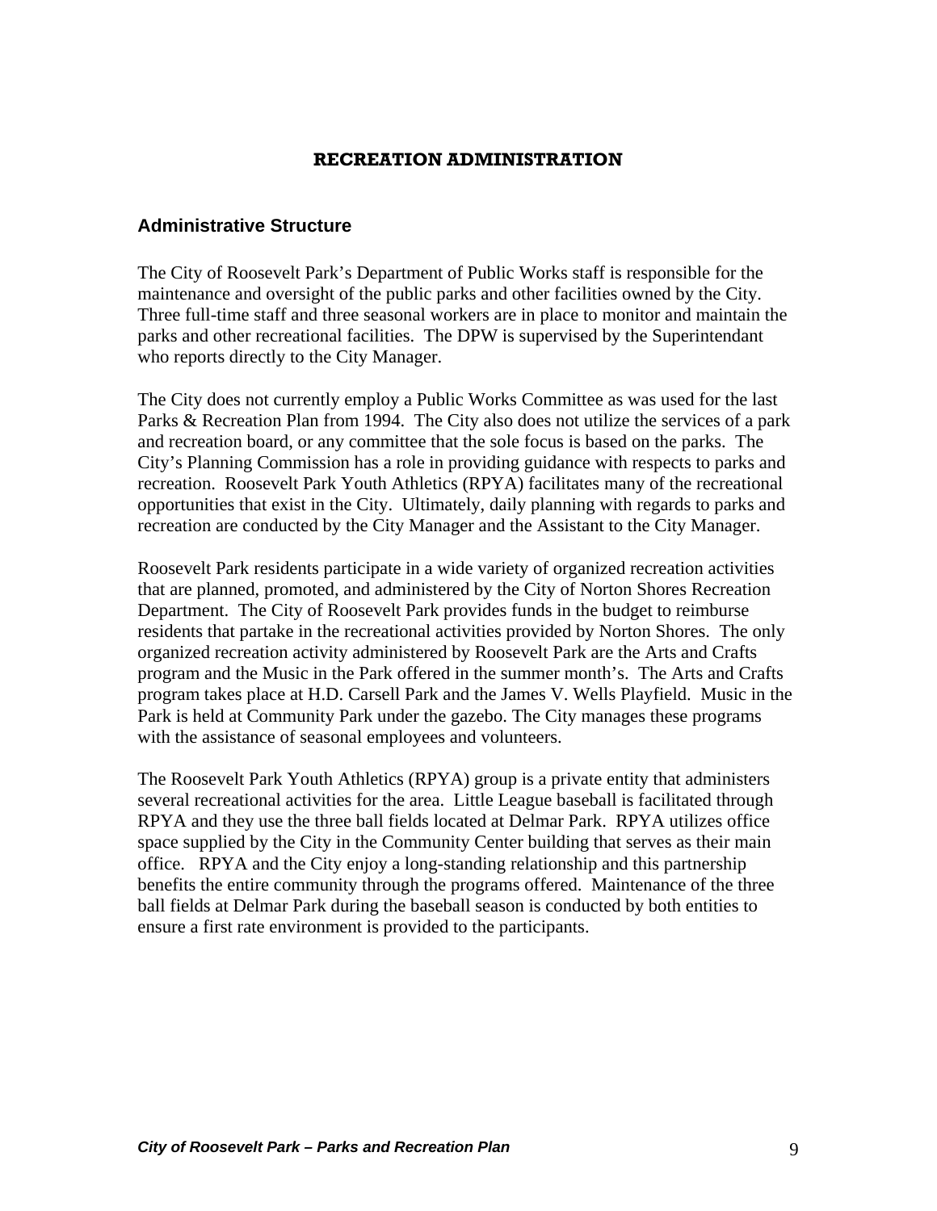# RECREATION ADMINISTRATION

## Administrative Structure

The City of Roosevelt Park's Department of Public Works staff is responsible for the maintenance and oversight of the public parks and other facilities owned by the City. Three full-time staff and three seasonal workers are in place to monitor and maintain the parks and other recreational facilities. The DPW is supervised by the Superintendant who reports directly to the City Manager.

The City does not currently employ a Public Works Committee as was used for the last Parks & Recreation Plan from 1994. The City also does not utilize the services of a park and recreation board, or any committee that the sole focus is based on the parks. The City's Planning Commission has a role in providing guidance with respects to parks and recreation. Roosevelt Park Youth Athletics (RPYA) facilitates many of the recreational opportunities that exist in the City. Ultimately, daily planning with regards to parks and recreation are conducted by the City Manager and the Assistant to the City Manager.

Roosevelt Park residents participate in a wide variety of organized recreation activities that are planned, promoted, and administered by the City of Norton Shores Recreation Department. The City of Roosevelt Park provides funds in the budget to reimburse residents that partake in the recreational activities provided by Norton Shores. The only organized recreation activity administered by Roosevelt Park are the Arts and Crafts program and the Music in the Park offered in the summer month's. The Arts and Crafts program takes place at H.D. Carsell Park and the James V. Wells Playfield. Music in the Park is held at Community Park under the gazebo. The City manages these programs with the assistance of seasonal employees and volunteers.

The Roosevelt Park Youth Athletics (RPYA) group is a private entity that administers several recreational activities for the area. Little League baseball is facilitated through RPYA and they use the three ball fields located at Delmar Park. RPYA utilizes office space supplied by the City in the Community Center building that serves as their main office. RPYA and the City enjoy a long-standing relationship and this partnership benefits the entire community through the programs offered. Maintenance of the three ball fields at Delmar Park during the baseball season is conducted by both entities to ensure a first rate environment is provided to the participants.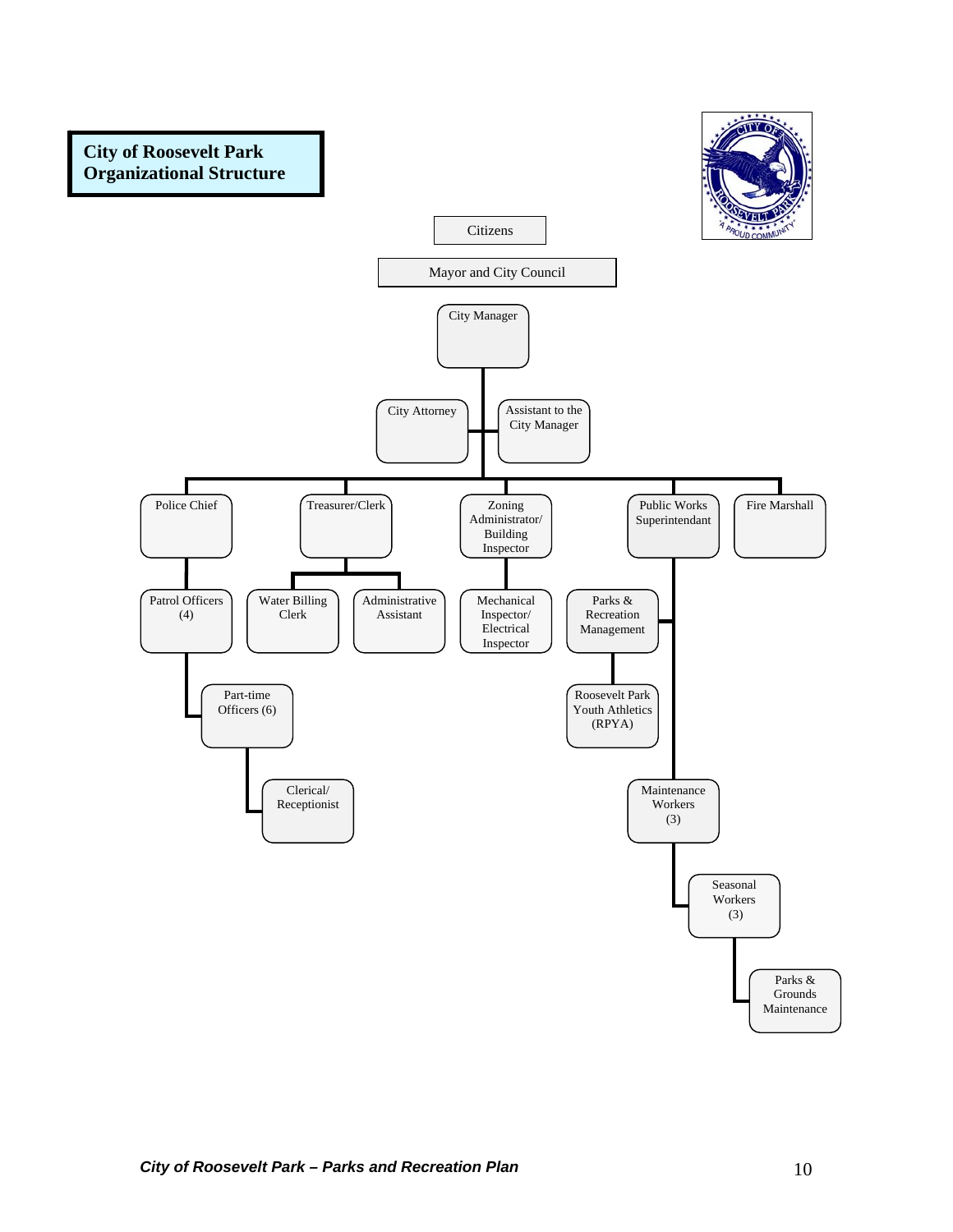# City of Roosevelt Park Organizational Structure

- Citizens
  - Mayor and City Council
    - City Manager
      - City Attorney
      - Assistant to the City Manager
      - Police Chief
        - Patrol Officers (4)
          - Part-time Officers (6)
            - Clerical/ Receptionist
      - Treasurer/Clerk
        - Water Billing Clerk
        - Administrative Assistant
      - Zoning Administrator/ Building Inspector
        - Mechanical Inspector/ Electrical Inspector
      - Public Works Superintendant
        - Parks & Recreation Management
          - Roosevelt Park Youth Athletics (RPYA)
        - Maintenance Workers (3)
          - Seasonal Workers (3)
            - Parks & Grounds Maintenance
      - Fire Marshall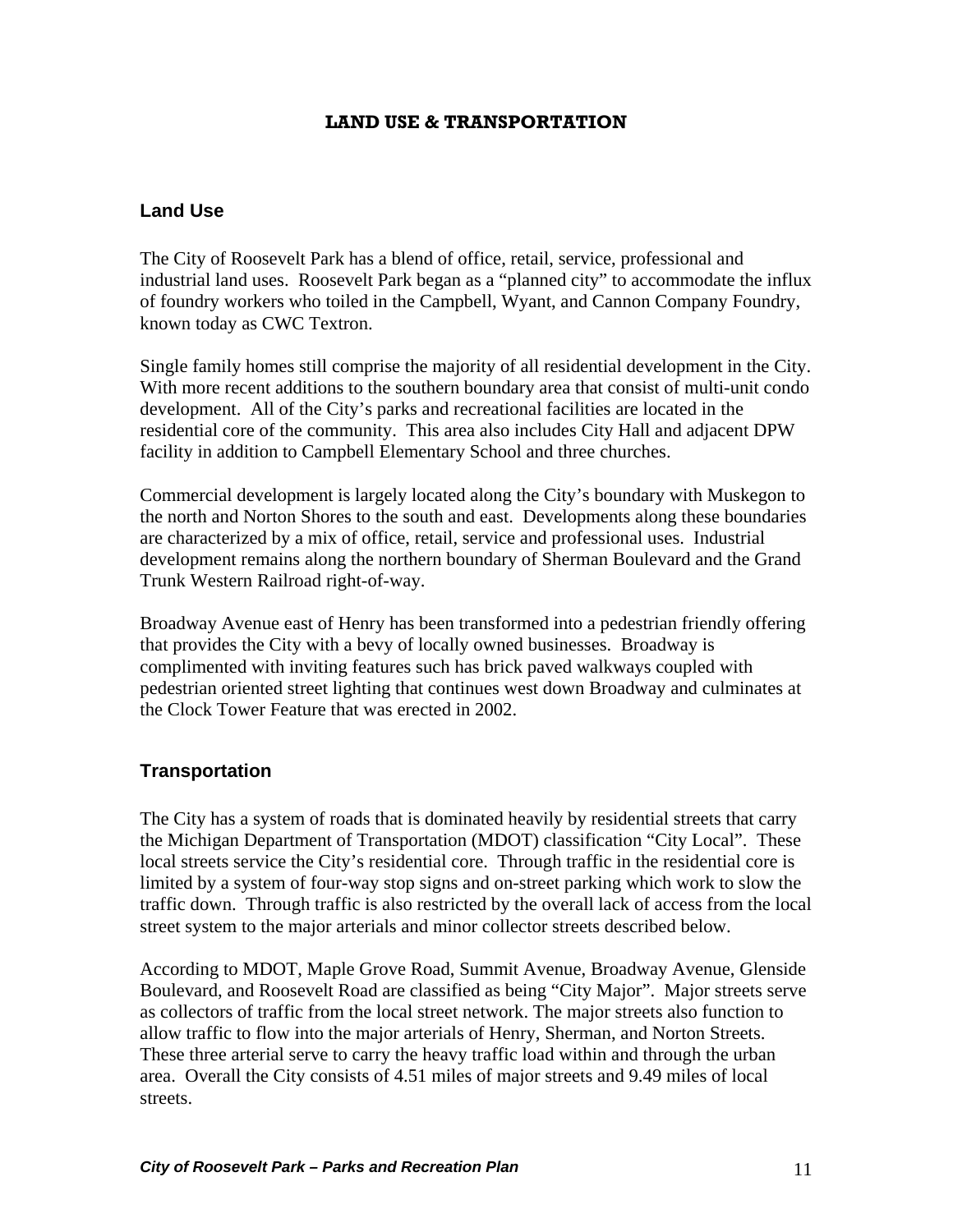# LAND USE & TRANSPORTATION

## Land Use

The City of Roosevelt Park has a blend of office, retail, service, professional and industrial land uses. Roosevelt Park began as a "planned city" to accommodate the influx of foundry workers who toiled in the Campbell, Wyant, and Cannon Company Foundry, known today as CWC Textron.

Single family homes still comprise the majority of all residential development in the City. With more recent additions to the southern boundary area that consist of multi-unit condo development. All of the City's parks and recreational facilities are located in the residential core of the community. This area also includes City Hall and adjacent DPW facility in addition to Campbell Elementary School and three churches.

Commercial development is largely located along the City's boundary with Muskegon to the north and Norton Shores to the south and east. Developments along these boundaries are characterized by a mix of office, retail, service and professional uses. Industrial development remains along the northern boundary of Sherman Boulevard and the Grand Trunk Western Railroad right-of-way.

Broadway Avenue east of Henry has been transformed into a pedestrian friendly offering that provides the City with a bevy of locally owned businesses. Broadway is complimented with inviting features such has brick paved walkways coupled with pedestrian oriented street lighting that continues west down Broadway and culminates at the Clock Tower Feature that was erected in 2002.

## Transportation

The City has a system of roads that is dominated heavily by residential streets that carry the Michigan Department of Transportation (MDOT) classification "City Local". These local streets service the City's residential core. Through traffic in the residential core is limited by a system of four-way stop signs and on-street parking which work to slow the traffic down. Through traffic is also restricted by the overall lack of access from the local street system to the major arterials and minor collector streets described below.

According to MDOT, Maple Grove Road, Summit Avenue, Broadway Avenue, Glenside Boulevard, and Roosevelt Road are classified as being "City Major". Major streets serve as collectors of traffic from the local street network. The major streets also function to allow traffic to flow into the major arterials of Henry, Sherman, and Norton Streets. These three arterial serve to carry the heavy traffic load within and through the urban area. Overall the City consists of 4.51 miles of major streets and 9.49 miles of local streets.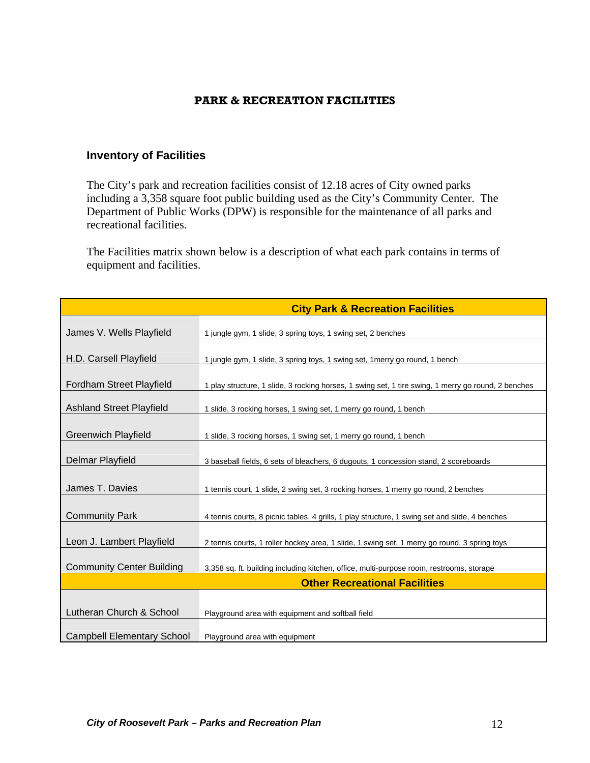## PARK & RECREATION FACILITIES

### Inventory of Facilities

The City's park and recreation facilities consist of 12.18 acres of City owned parks including a 3,358 square foot public building used as the City's Community Center. The Department of Public Works (DPW) is responsible for the maintenance of all parks and recreational facilities.

The Facilities matrix shown below is a description of what each park contains in terms of equipment and facilities.

| | City Park & Recreation Facilities |
|---|---|
| James V. Wells Playfield | 1 jungle gym, 1 slide, 3 spring toys, 1 swing set, 2 benches |
| H.D. Carsell Playfield | 1 jungle gym, 1 slide, 3 spring toys, 1 swing set, 1merry go round, 1 bench |
| Fordham Street Playfield | 1 play structure, 1 slide, 3 rocking horses, 1 swing set, 1 tire swing, 1 merry go round, 2 benches |
| Ashland Street Playfield | 1 slide, 3 rocking horses, 1 swing set, 1 merry go round, 1 bench |
| Greenwich Playfield | 1 slide, 3 rocking horses, 1 swing set, 1 merry go round, 1 bench |
| Delmar Playfield | 3 baseball fields, 6 sets of bleachers, 6 dugouts, 1 concession stand, 2 scoreboards |
| James T. Davies | 1 tennis court, 1 slide, 2 swing set, 3 rocking horses, 1 merry go round, 2 benches |
| Community Park | 4 tennis courts, 8 picnic tables, 4 grills, 1 play structure, 1 swing set and slide, 4 benches |
| Leon J. Lambert Playfield | 2 tennis courts, 1 roller hockey area, 1 slide, 1 swing set, 1 merry go round, 3 spring toys |
| Community Center Building | 3,358 sq. ft. building including kitchen, office, multi-purpose room, restrooms, storage |
| | **Other Recreational Facilities** |
| Lutheran Church & School | Playground area with equipment and softball field |
| Campbell Elementary School | Playground area with equipment |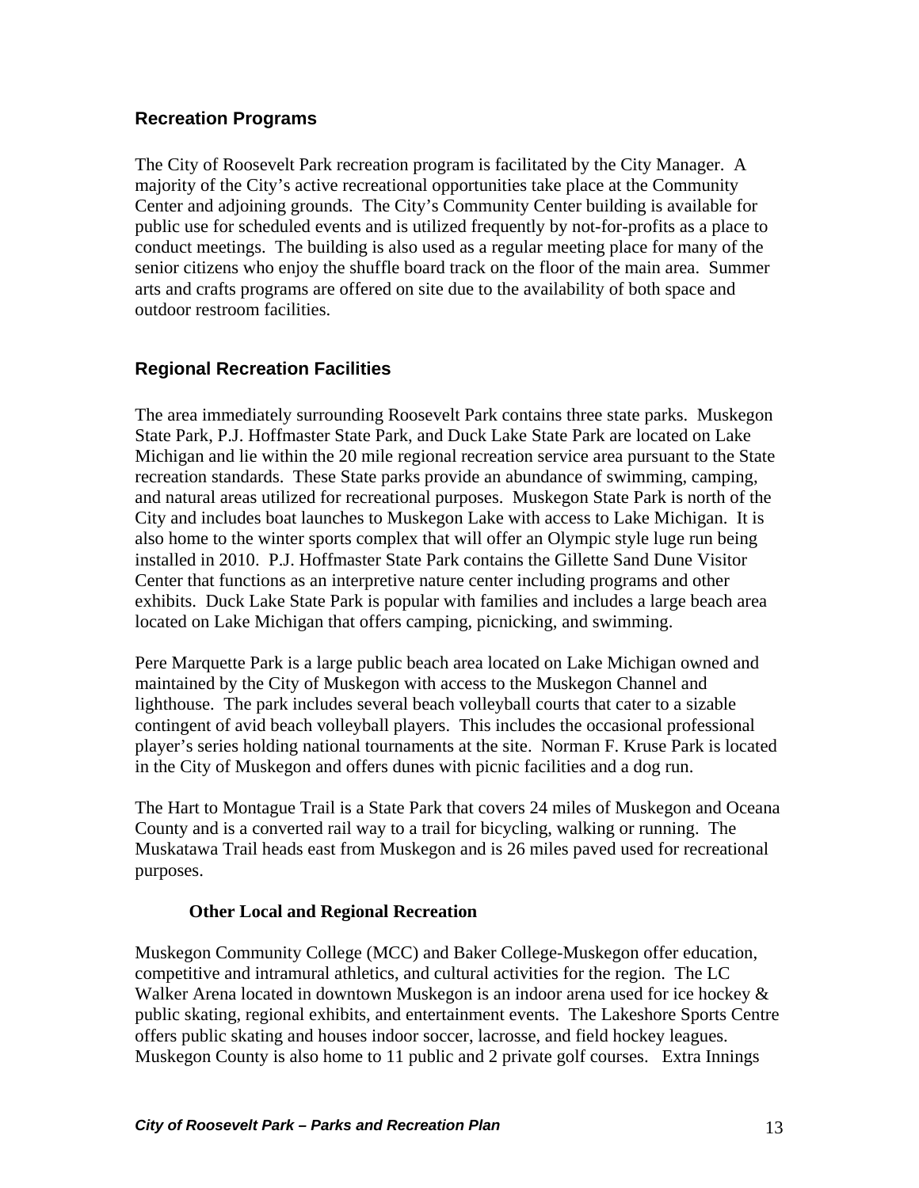## Recreation Programs

The City of Roosevelt Park recreation program is facilitated by the City Manager. A majority of the City's active recreational opportunities take place at the Community Center and adjoining grounds. The City's Community Center building is available for public use for scheduled events and is utilized frequently by not-for-profits as a place to conduct meetings. The building is also used as a regular meeting place for many of the senior citizens who enjoy the shuffle board track on the floor of the main area. Summer arts and crafts programs are offered on site due to the availability of both space and outdoor restroom facilities.

## Regional Recreation Facilities

The area immediately surrounding Roosevelt Park contains three state parks. Muskegon State Park, P.J. Hoffmaster State Park, and Duck Lake State Park are located on Lake Michigan and lie within the 20 mile regional recreation service area pursuant to the State recreation standards. These State parks provide an abundance of swimming, camping, and natural areas utilized for recreational purposes. Muskegon State Park is north of the City and includes boat launches to Muskegon Lake with access to Lake Michigan. It is also home to the winter sports complex that will offer an Olympic style luge run being installed in 2010. P.J. Hoffmaster State Park contains the Gillette Sand Dune Visitor Center that functions as an interpretive nature center including programs and other exhibits. Duck Lake State Park is popular with families and includes a large beach area located on Lake Michigan that offers camping, picnicking, and swimming.

Pere Marquette Park is a large public beach area located on Lake Michigan owned and maintained by the City of Muskegon with access to the Muskegon Channel and lighthouse. The park includes several beach volleyball courts that cater to a sizable contingent of avid beach volleyball players. This includes the occasional professional player's series holding national tournaments at the site. Norman F. Kruse Park is located in the City of Muskegon and offers dunes with picnic facilities and a dog run.

The Hart to Montague Trail is a State Park that covers 24 miles of Muskegon and Oceana County and is a converted rail way to a trail for bicycling, walking or running. The Muskatawa Trail heads east from Muskegon and is 26 miles paved used for recreational purposes.

### Other Local and Regional Recreation

Muskegon Community College (MCC) and Baker College-Muskegon offer education, competitive and intramural athletics, and cultural activities for the region. The LC Walker Arena located in downtown Muskegon is an indoor arena used for ice hockey & public skating, regional exhibits, and entertainment events. The Lakeshore Sports Centre offers public skating and houses indoor soccer, lacrosse, and field hockey leagues. Muskegon County is also home to 11 public and 2 private golf courses. Extra Innings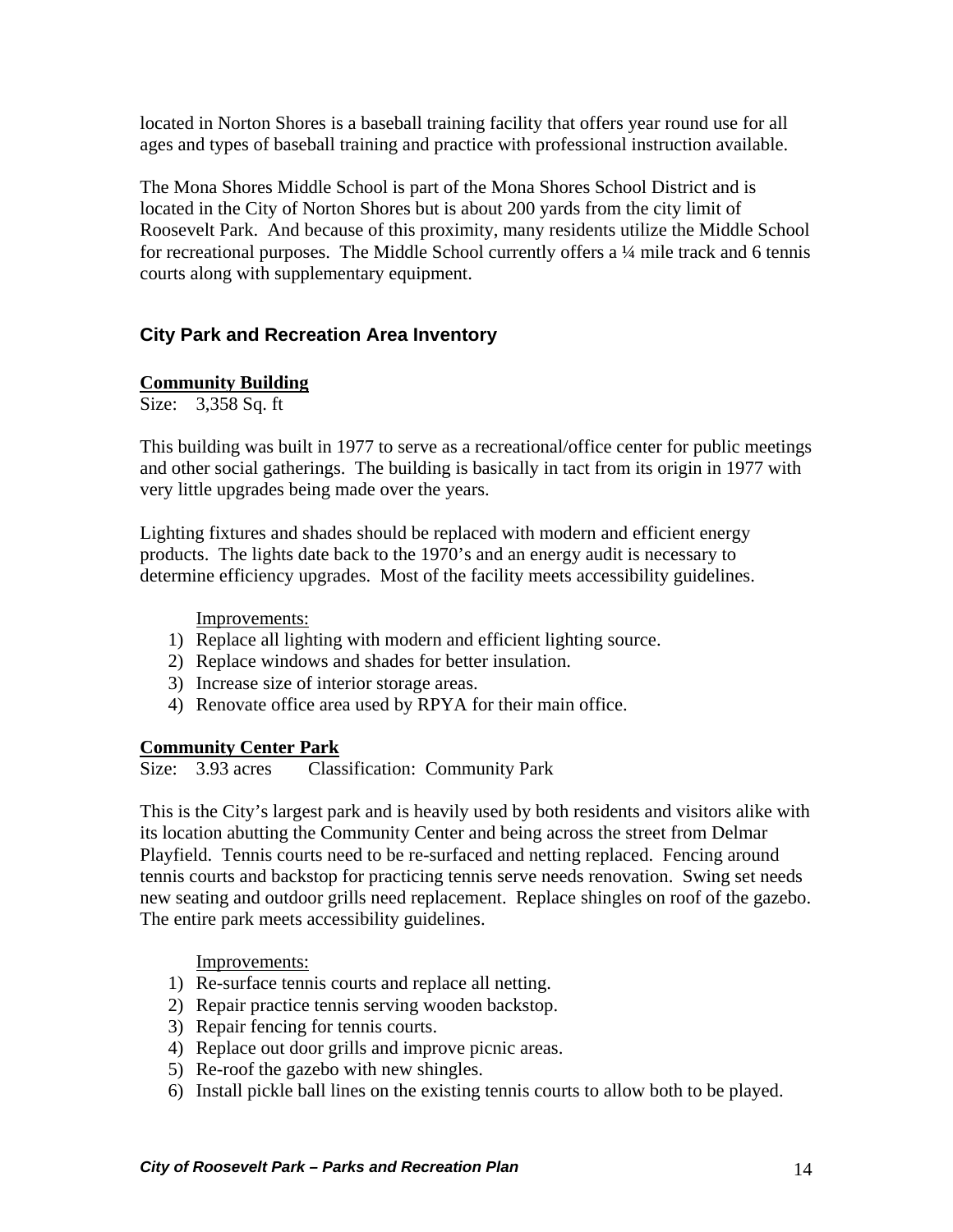located in Norton Shores is a baseball training facility that offers year round use for all ages and types of baseball training and practice with professional instruction available.

The Mona Shores Middle School is part of the Mona Shores School District and is located in the City of Norton Shores but is about 200 yards from the city limit of Roosevelt Park. And because of this proximity, many residents utilize the Middle School for recreational purposes. The Middle School currently offers a ¼ mile track and 6 tennis courts along with supplementary equipment.

## City Park and Recreation Area Inventory

**Community Building**

Size: 3,358 Sq. ft

This building was built in 1977 to serve as a recreational/office center for public meetings and other social gatherings. The building is basically in tact from its origin in 1977 with very little upgrades being made over the years.

Lighting fixtures and shades should be replaced with modern and efficient energy products. The lights date back to the 1970's and an energy audit is necessary to determine efficiency upgrades. Most of the facility meets accessibility guidelines.

Improvements:

1) Replace all lighting with modern and efficient lighting source.
2) Replace windows and shades for better insulation.
3) Increase size of interior storage areas.
4) Renovate office area used by RPYA for their main office.

**Community Center Park**

Size: 3.93 acres Classification: Community Park

This is the City's largest park and is heavily used by both residents and visitors alike with its location abutting the Community Center and being across the street from Delmar Playfield. Tennis courts need to be re-surfaced and netting replaced. Fencing around tennis courts and backstop for practicing tennis serve needs renovation. Swing set needs new seating and outdoor grills need replacement. Replace shingles on roof of the gazebo. The entire park meets accessibility guidelines.

Improvements:

1) Re-surface tennis courts and replace all netting.
2) Repair practice tennis serving wooden backstop.
3) Repair fencing for tennis courts.
4) Replace out door grills and improve picnic areas.
5) Re-roof the gazebo with new shingles.
6) Install pickle ball lines on the existing tennis courts to allow both to be played.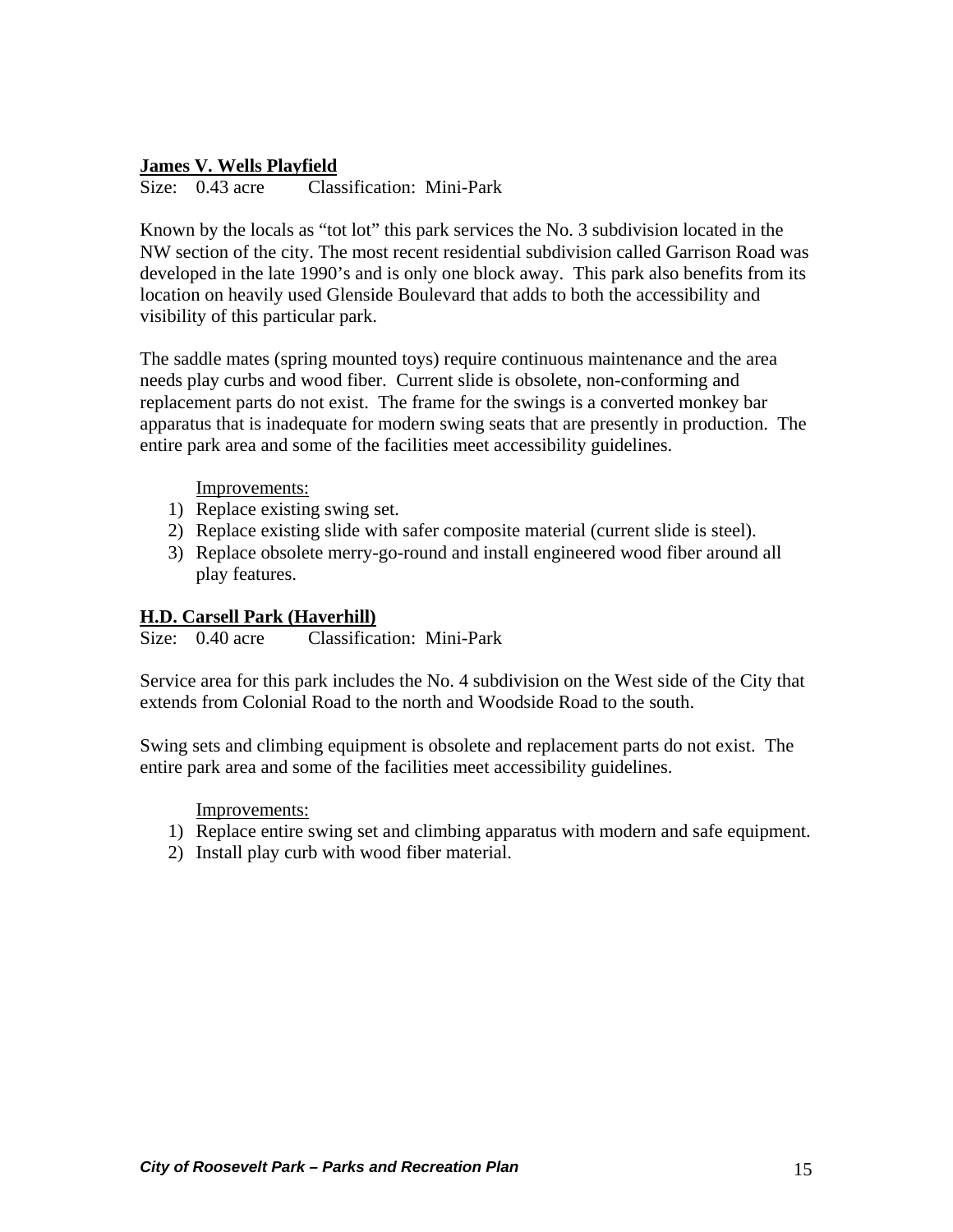**James V. Wells Playfield**

Size: 0.43 acre     Classification: Mini-Park

Known by the locals as "tot lot" this park services the No. 3 subdivision located in the NW section of the city. The most recent residential subdivision called Garrison Road was developed in the late 1990's and is only one block away. This park also benefits from its location on heavily used Glenside Boulevard that adds to both the accessibility and visibility of this particular park.

The saddle mates (spring mounted toys) require continuous maintenance and the area needs play curbs and wood fiber. Current slide is obsolete, non-conforming and replacement parts do not exist. The frame for the swings is a converted monkey bar apparatus that is inadequate for modern swing seats that are presently in production. The entire park area and some of the facilities meet accessibility guidelines.

Improvements:

1) Replace existing swing set.
2) Replace existing slide with safer composite material (current slide is steel).
3) Replace obsolete merry-go-round and install engineered wood fiber around all play features.

**H.D. Carsell Park (Haverhill)**

Size: 0.40 acre     Classification: Mini-Park

Service area for this park includes the No. 4 subdivision on the West side of the City that extends from Colonial Road to the north and Woodside Road to the south.

Swing sets and climbing equipment is obsolete and replacement parts do not exist. The entire park area and some of the facilities meet accessibility guidelines.

Improvements:

1) Replace entire swing set and climbing apparatus with modern and safe equipment.
2) Install play curb with wood fiber material.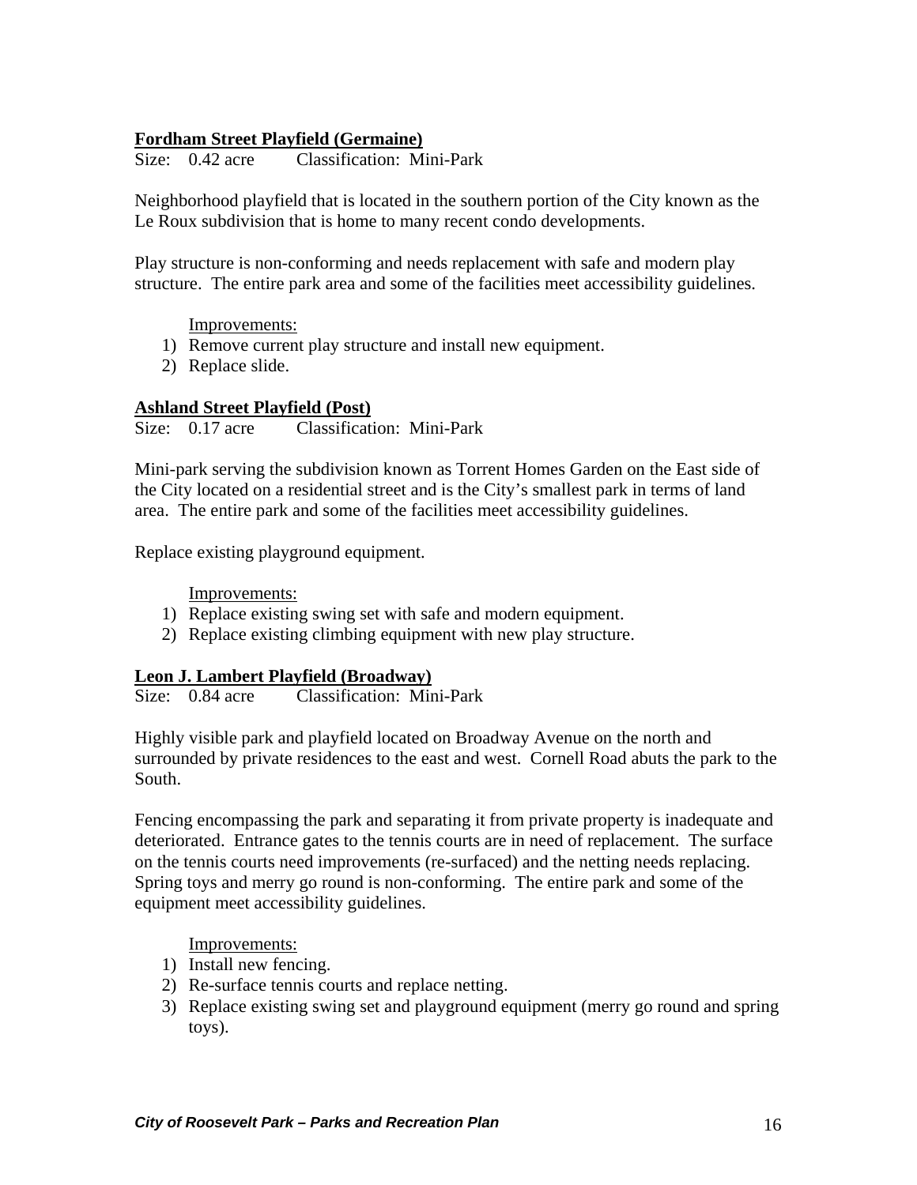**Fordham Street Playfield (Germaine)**

Size: 0.42 acre  Classification: Mini-Park

Neighborhood playfield that is located in the southern portion of the City known as the Le Roux subdivision that is home to many recent condo developments.

Play structure is non-conforming and needs replacement with safe and modern play structure. The entire park area and some of the facilities meet accessibility guidelines.

Improvements:

1) Remove current play structure and install new equipment.
2) Replace slide.

**Ashland Street Playfield (Post)**

Size: 0.17 acre  Classification: Mini-Park

Mini-park serving the subdivision known as Torrent Homes Garden on the East side of the City located on a residential street and is the City's smallest park in terms of land area. The entire park and some of the facilities meet accessibility guidelines.

Replace existing playground equipment.

Improvements:

1) Replace existing swing set with safe and modern equipment.
2) Replace existing climbing equipment with new play structure.

**Leon J. Lambert Playfield (Broadway)**

Size: 0.84 acre  Classification: Mini-Park

Highly visible park and playfield located on Broadway Avenue on the north and surrounded by private residences to the east and west. Cornell Road abuts the park to the South.

Fencing encompassing the park and separating it from private property is inadequate and deteriorated. Entrance gates to the tennis courts are in need of replacement. The surface on the tennis courts need improvements (re-surfaced) and the netting needs replacing. Spring toys and merry go round is non-conforming. The entire park and some of the equipment meet accessibility guidelines.

Improvements:

1) Install new fencing.
2) Re-surface tennis courts and replace netting.
3) Replace existing swing set and playground equipment (merry go round and spring toys).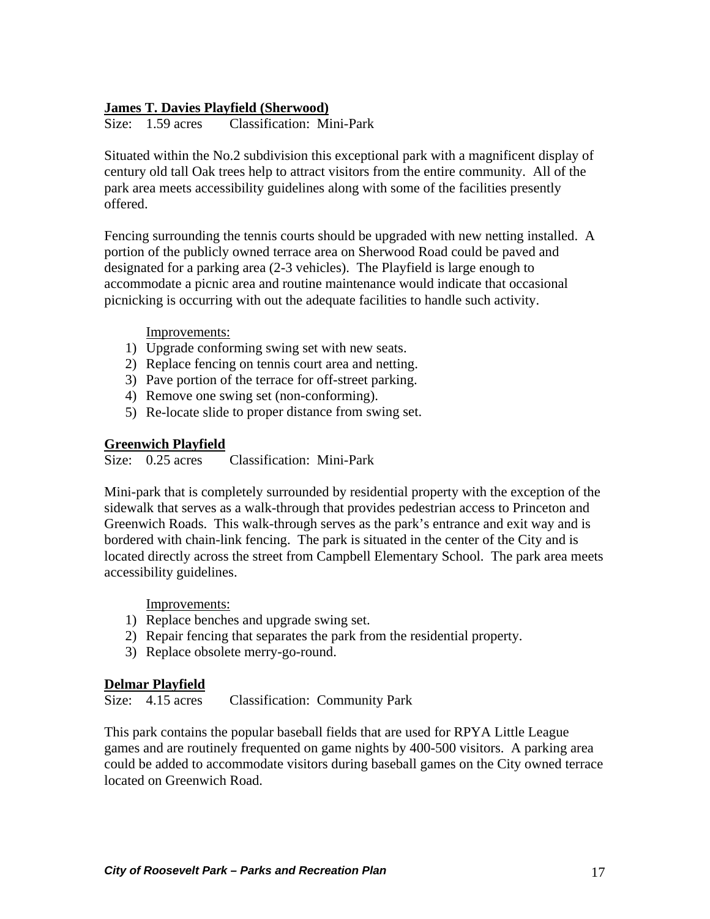**<u>James T. Davies Playfield (Sherwood)</u>**

Size: 1.59 acres     Classification: Mini-Park

Situated within the No.2 subdivision this exceptional park with a magnificent display of century old tall Oak trees help to attract visitors from the entire community. All of the park area meets accessibility guidelines along with some of the facilities presently offered.

Fencing surrounding the tennis courts should be upgraded with new netting installed. A portion of the publicly owned terrace area on Sherwood Road could be paved and designated for a parking area (2-3 vehicles). The Playfield is large enough to accommodate a picnic area and routine maintenance would indicate that occasional picnicking is occurring with out the adequate facilities to handle such activity.

<u>Improvements:</u>

1) Upgrade conforming swing set with new seats.
2) Replace fencing on tennis court area and netting.
3) Pave portion of the terrace for off-street parking.
4) Remove one swing set (non-conforming).
5) Re-locate slide to proper distance from swing set.

**<u>Greenwich Playfield</u>**

Size: 0.25 acres     Classification: Mini-Park

Mini-park that is completely surrounded by residential property with the exception of the sidewalk that serves as a walk-through that provides pedestrian access to Princeton and Greenwich Roads. This walk-through serves as the park's entrance and exit way and is bordered with chain-link fencing. The park is situated in the center of the City and is located directly across the street from Campbell Elementary School. The park area meets accessibility guidelines.

<u>Improvements:</u>

1) Replace benches and upgrade swing set.
2) Repair fencing that separates the park from the residential property.
3) Replace obsolete merry-go-round.

**<u>Delmar Playfield</u>**

Size: 4.15 acres     Classification: Community Park

This park contains the popular baseball fields that are used for RPYA Little League games and are routinely frequented on game nights by 400-500 visitors. A parking area could be added to accommodate visitors during baseball games on the City owned terrace located on Greenwich Road.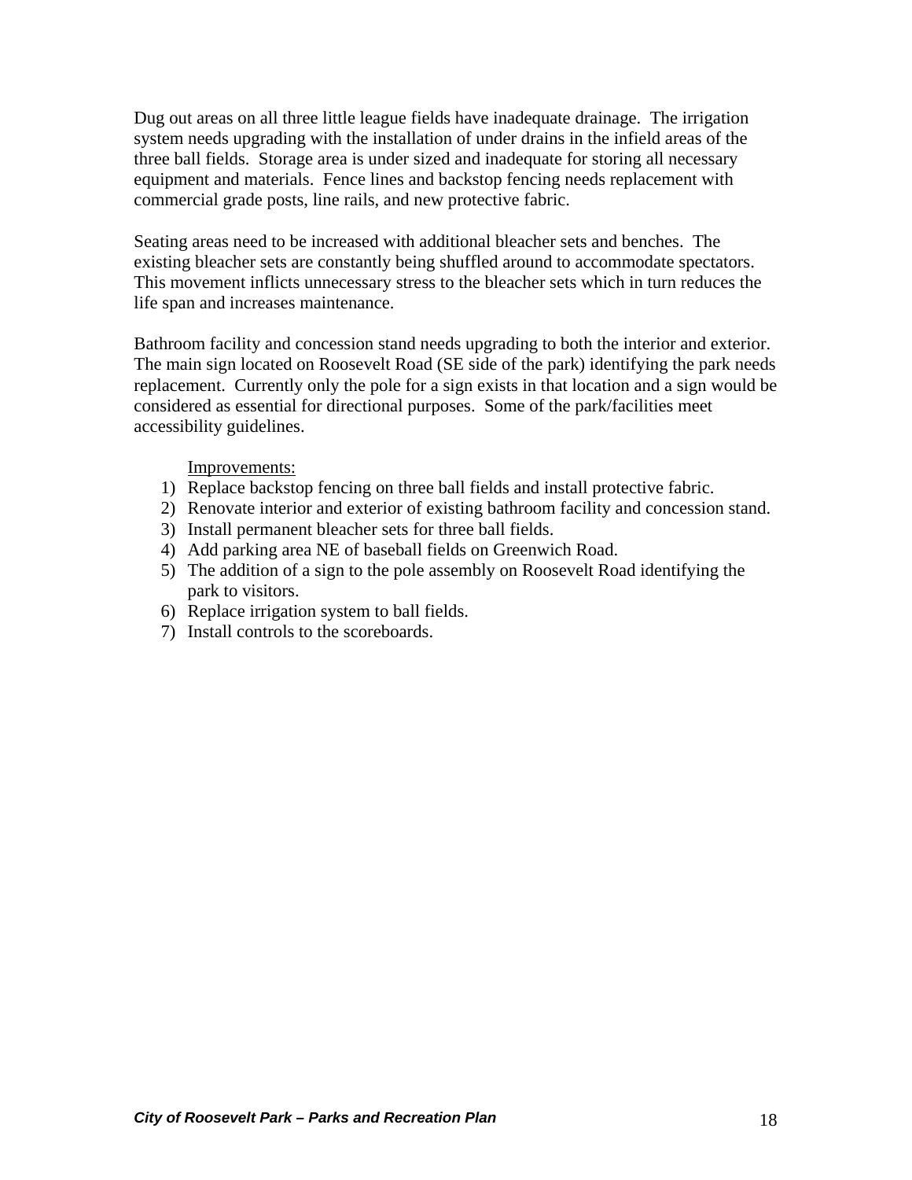Dug out areas on all three little league fields have inadequate drainage. The irrigation system needs upgrading with the installation of under drains in the infield areas of the three ball fields. Storage area is under sized and inadequate for storing all necessary equipment and materials. Fence lines and backstop fencing needs replacement with commercial grade posts, line rails, and new protective fabric.

Seating areas need to be increased with additional bleacher sets and benches. The existing bleacher sets are constantly being shuffled around to accommodate spectators. This movement inflicts unnecessary stress to the bleacher sets which in turn reduces the life span and increases maintenance.

Bathroom facility and concession stand needs upgrading to both the interior and exterior. The main sign located on Roosevelt Road (SE side of the park) identifying the park needs replacement. Currently only the pole for a sign exists in that location and a sign would be considered as essential for directional purposes. Some of the park/facilities meet accessibility guidelines.

Improvements:

1) Replace backstop fencing on three ball fields and install protective fabric.
2) Renovate interior and exterior of existing bathroom facility and concession stand.
3) Install permanent bleacher sets for three ball fields.
4) Add parking area NE of baseball fields on Greenwich Road.
5) The addition of a sign to the pole assembly on Roosevelt Road identifying the park to visitors.
6) Replace irrigation system to ball fields.
7) Install controls to the scoreboards.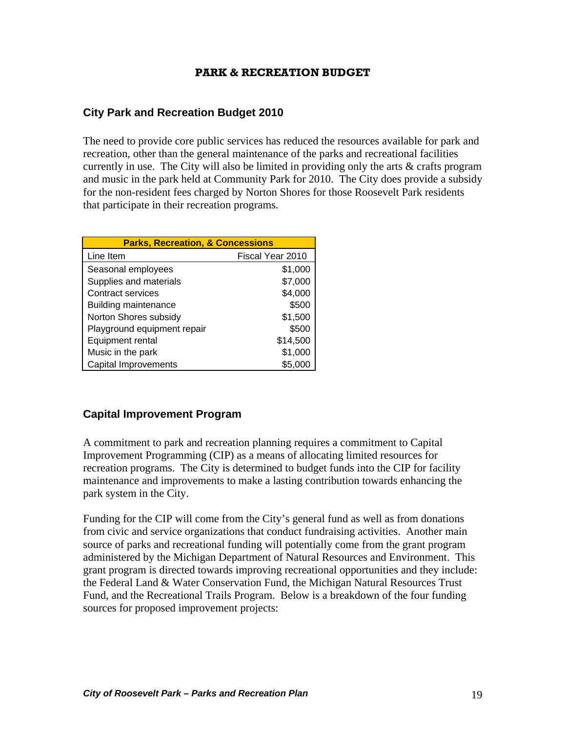# PARK & RECREATION BUDGET

## City Park and Recreation Budget 2010

The need to provide core public services has reduced the resources available for park and recreation, other than the general maintenance of the parks and recreational facilities currently in use. The City will also be limited in providing only the arts & crafts program and music in the park held at Community Park for 2010. The City does provide a subsidy for the non-resident fees charged by Norton Shores for those Roosevelt Park residents that participate in their recreation programs.

| Parks, Recreation, & Concessions | |
|---|---|
| Line Item | Fiscal Year 2010 |
| Seasonal employees | $1,000 |
| Supplies and materials | $7,000 |
| Contract services | $4,000 |
| Building maintenance | $500 |
| Norton Shores subsidy | $1,500 |
| Playground equipment repair | $500 |
| Equipment rental | $14,500 |
| Music in the park | $1,000 |
| Capital Improvements | $5,000 |

## Capital Improvement Program

A commitment to park and recreation planning requires a commitment to Capital Improvement Programming (CIP) as a means of allocating limited resources for recreation programs. The City is determined to budget funds into the CIP for facility maintenance and improvements to make a lasting contribution towards enhancing the park system in the City.

Funding for the CIP will come from the City's general fund as well as from donations from civic and service organizations that conduct fundraising activities. Another main source of parks and recreational funding will potentially come from the grant program administered by the Michigan Department of Natural Resources and Environment. This grant program is directed towards improving recreational opportunities and they include: the Federal Land & Water Conservation Fund, the Michigan Natural Resources Trust Fund, and the Recreational Trails Program. Below is a breakdown of the four funding sources for proposed improvement projects: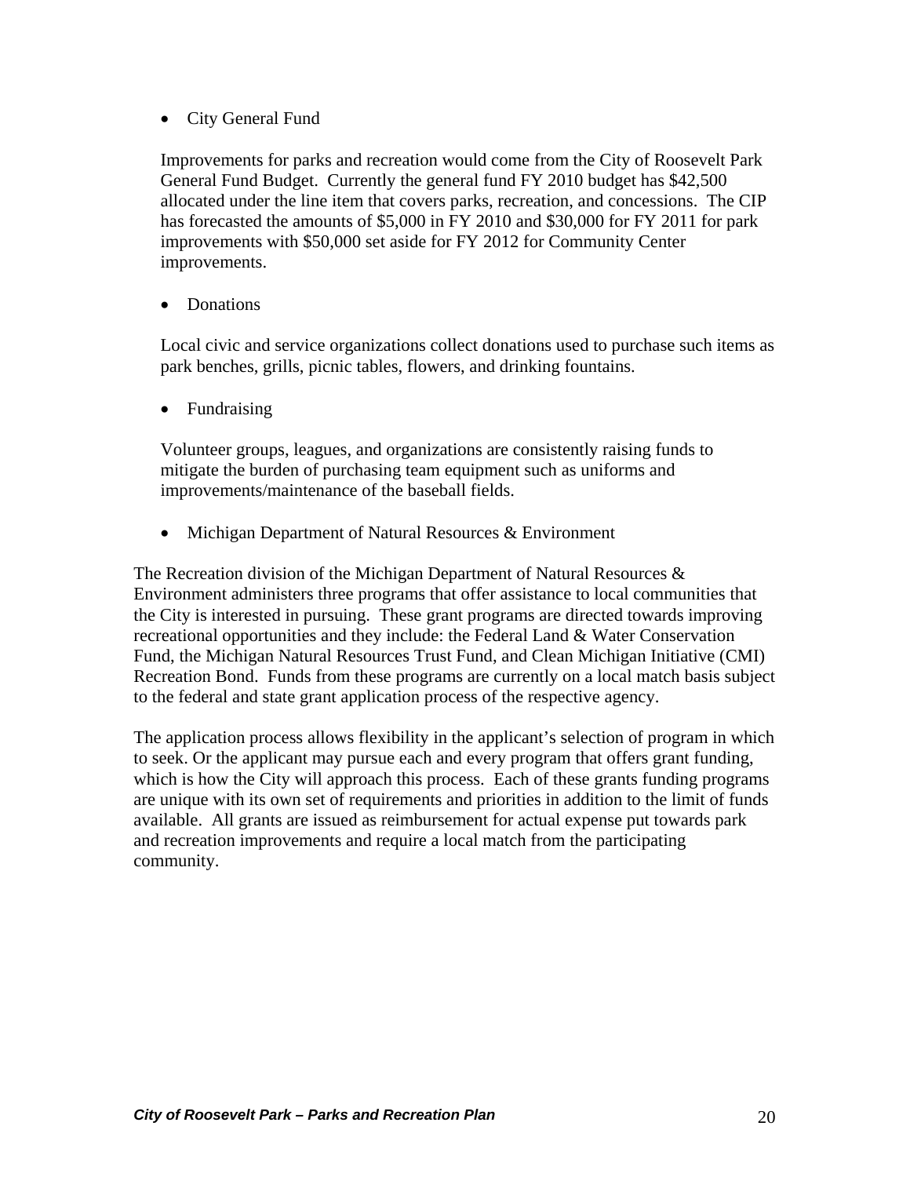- City General Fund

  Improvements for parks and recreation would come from the City of Roosevelt Park General Fund Budget. Currently the general fund FY 2010 budget has $42,500 allocated under the line item that covers parks, recreation, and concessions. The CIP has forecasted the amounts of $5,000 in FY 2010 and $30,000 for FY 2011 for park improvements with $50,000 set aside for FY 2012 for Community Center improvements.

- Donations

  Local civic and service organizations collect donations used to purchase such items as park benches, grills, picnic tables, flowers, and drinking fountains.

- Fundraising

  Volunteer groups, leagues, and organizations are consistently raising funds to mitigate the burden of purchasing team equipment such as uniforms and improvements/maintenance of the baseball fields.

- Michigan Department of Natural Resources & Environment

The Recreation division of the Michigan Department of Natural Resources & Environment administers three programs that offer assistance to local communities that the City is interested in pursuing. These grant programs are directed towards improving recreational opportunities and they include: the Federal Land & Water Conservation Fund, the Michigan Natural Resources Trust Fund, and Clean Michigan Initiative (CMI) Recreation Bond. Funds from these programs are currently on a local match basis subject to the federal and state grant application process of the respective agency.

The application process allows flexibility in the applicant's selection of program in which to seek. Or the applicant may pursue each and every program that offers grant funding, which is how the City will approach this process. Each of these grants funding programs are unique with its own set of requirements and priorities in addition to the limit of funds available. All grants are issued as reimbursement for actual expense put towards park and recreation improvements and require a local match from the participating community.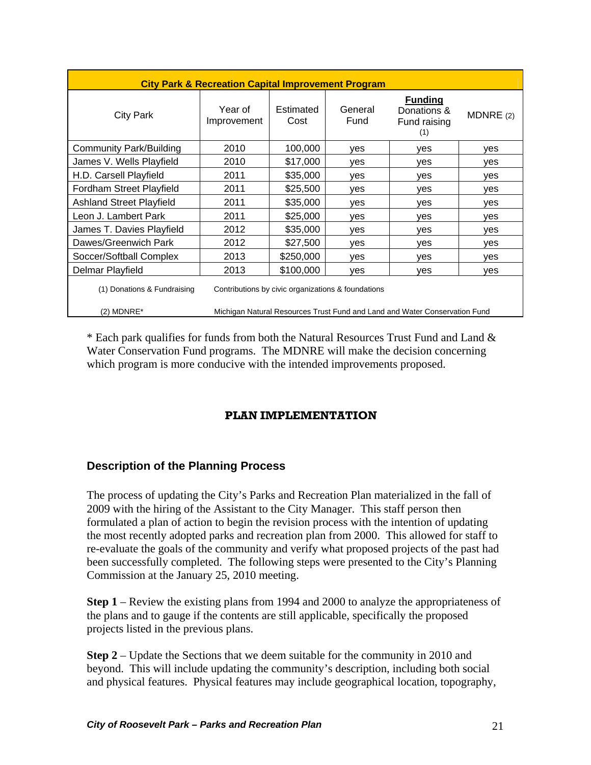| City Park & Recreation Capital Improvement Program | | | | | |
|---|---|---|---|---|---|
| City Park | Year of Improvement | Estimated Cost | General Fund | **Funding** Donations & Fund raising (1) | MDNRE (2) |
| Community Park/Building | 2010 | 100,000 | yes | yes | yes |
| James V. Wells Playfield | 2010 | $17,000 | yes | yes | yes |
| H.D. Carsell Playfield | 2011 | $35,000 | yes | yes | yes |
| Fordham Street Playfield | 2011 | $25,500 | yes | yes | yes |
| Ashland Street Playfield | 2011 | $35,000 | yes | yes | yes |
| Leon J. Lambert Park | 2011 | $25,000 | yes | yes | yes |
| James T. Davies Playfield | 2012 | $35,000 | yes | yes | yes |
| Dawes/Greenwich Park | 2012 | $27,500 | yes | yes | yes |
| Soccer/Softball Complex | 2013 | $250,000 | yes | yes | yes |
| Delmar Playfield | 2013 | $100,000 | yes | yes | yes |

(1) Donations & Fundraising — Contributions by civic organizations & foundations

(2) MDNRE* — Michigan Natural Resources Trust Fund and Land and Water Conservation Fund

\* Each park qualifies for funds from both the Natural Resources Trust Fund and Land & Water Conservation Fund programs. The MDNRE will make the decision concerning which program is more conducive with the intended improvements proposed.

# PLAN IMPLEMENTATION

## Description of the Planning Process

The process of updating the City's Parks and Recreation Plan materialized in the fall of 2009 with the hiring of the Assistant to the City Manager. This staff person then formulated a plan of action to begin the revision process with the intention of updating the most recently adopted parks and recreation plan from 2000. This allowed for staff to re-evaluate the goals of the community and verify what proposed projects of the past had been successfully completed. The following steps were presented to the City's Planning Commission at the January 25, 2010 meeting.

**Step 1** – Review the existing plans from 1994 and 2000 to analyze the appropriateness of the plans and to gauge if the contents are still applicable, specifically the proposed projects listed in the previous plans.

**Step 2** – Update the Sections that we deem suitable for the community in 2010 and beyond. This will include updating the community's description, including both social and physical features. Physical features may include geographical location, topography,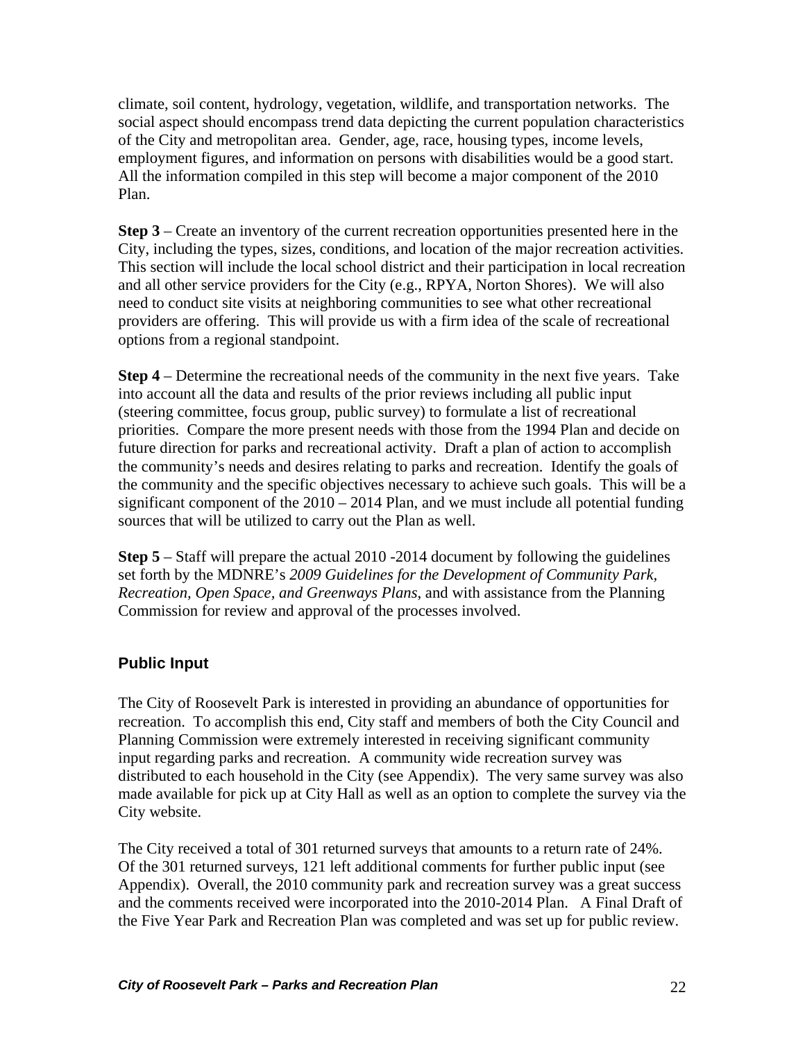climate, soil content, hydrology, vegetation, wildlife, and transportation networks. The social aspect should encompass trend data depicting the current population characteristics of the City and metropolitan area. Gender, age, race, housing types, income levels, employment figures, and information on persons with disabilities would be a good start. All the information compiled in this step will become a major component of the 2010 Plan.

**Step 3** – Create an inventory of the current recreation opportunities presented here in the City, including the types, sizes, conditions, and location of the major recreation activities. This section will include the local school district and their participation in local recreation and all other service providers for the City (e.g., RPYA, Norton Shores). We will also need to conduct site visits at neighboring communities to see what other recreational providers are offering. This will provide us with a firm idea of the scale of recreational options from a regional standpoint.

**Step 4** – Determine the recreational needs of the community in the next five years. Take into account all the data and results of the prior reviews including all public input (steering committee, focus group, public survey) to formulate a list of recreational priorities. Compare the more present needs with those from the 1994 Plan and decide on future direction for parks and recreational activity. Draft a plan of action to accomplish the community's needs and desires relating to parks and recreation. Identify the goals of the community and the specific objectives necessary to achieve such goals. This will be a significant component of the 2010 – 2014 Plan, and we must include all potential funding sources that will be utilized to carry out the Plan as well.

**Step 5** – Staff will prepare the actual 2010 -2014 document by following the guidelines set forth by the MDNRE's *2009 Guidelines for the Development of Community Park, Recreation, Open Space, and Greenways Plans*, and with assistance from the Planning Commission for review and approval of the processes involved.

## Public Input

The City of Roosevelt Park is interested in providing an abundance of opportunities for recreation. To accomplish this end, City staff and members of both the City Council and Planning Commission were extremely interested in receiving significant community input regarding parks and recreation. A community wide recreation survey was distributed to each household in the City (see Appendix). The very same survey was also made available for pick up at City Hall as well as an option to complete the survey via the City website.

The City received a total of 301 returned surveys that amounts to a return rate of 24%. Of the 301 returned surveys, 121 left additional comments for further public input (see Appendix). Overall, the 2010 community park and recreation survey was a great success and the comments received were incorporated into the 2010-2014 Plan. A Final Draft of the Five Year Park and Recreation Plan was completed and was set up for public review.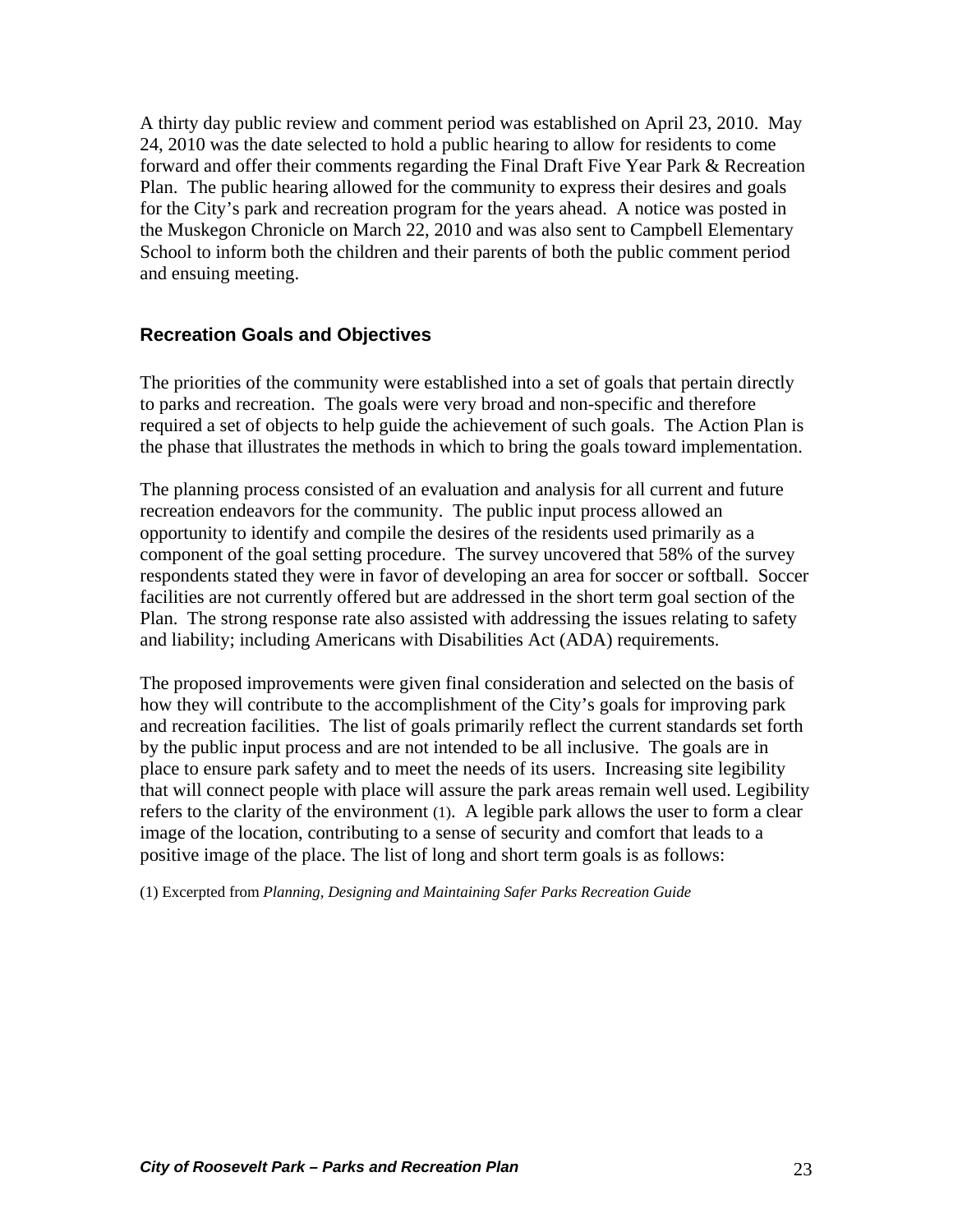A thirty day public review and comment period was established on April 23, 2010. May 24, 2010 was the date selected to hold a public hearing to allow for residents to come forward and offer their comments regarding the Final Draft Five Year Park & Recreation Plan. The public hearing allowed for the community to express their desires and goals for the City's park and recreation program for the years ahead. A notice was posted in the Muskegon Chronicle on March 22, 2010 and was also sent to Campbell Elementary School to inform both the children and their parents of both the public comment period and ensuing meeting.

## Recreation Goals and Objectives

The priorities of the community were established into a set of goals that pertain directly to parks and recreation. The goals were very broad and non-specific and therefore required a set of objects to help guide the achievement of such goals. The Action Plan is the phase that illustrates the methods in which to bring the goals toward implementation.

The planning process consisted of an evaluation and analysis for all current and future recreation endeavors for the community. The public input process allowed an opportunity to identify and compile the desires of the residents used primarily as a component of the goal setting procedure. The survey uncovered that 58% of the survey respondents stated they were in favor of developing an area for soccer or softball. Soccer facilities are not currently offered but are addressed in the short term goal section of the Plan. The strong response rate also assisted with addressing the issues relating to safety and liability; including Americans with Disabilities Act (ADA) requirements.

The proposed improvements were given final consideration and selected on the basis of how they will contribute to the accomplishment of the City's goals for improving park and recreation facilities. The list of goals primarily reflect the current standards set forth by the public input process and are not intended to be all inclusive. The goals are in place to ensure park safety and to meet the needs of its users. Increasing site legibility that will connect people with place will assure the park areas remain well used. Legibility refers to the clarity of the environment (1). A legible park allows the user to form a clear image of the location, contributing to a sense of security and comfort that leads to a positive image of the place. The list of long and short term goals is as follows:

(1) Excerpted from *Planning, Designing and Maintaining Safer Parks Recreation Guide*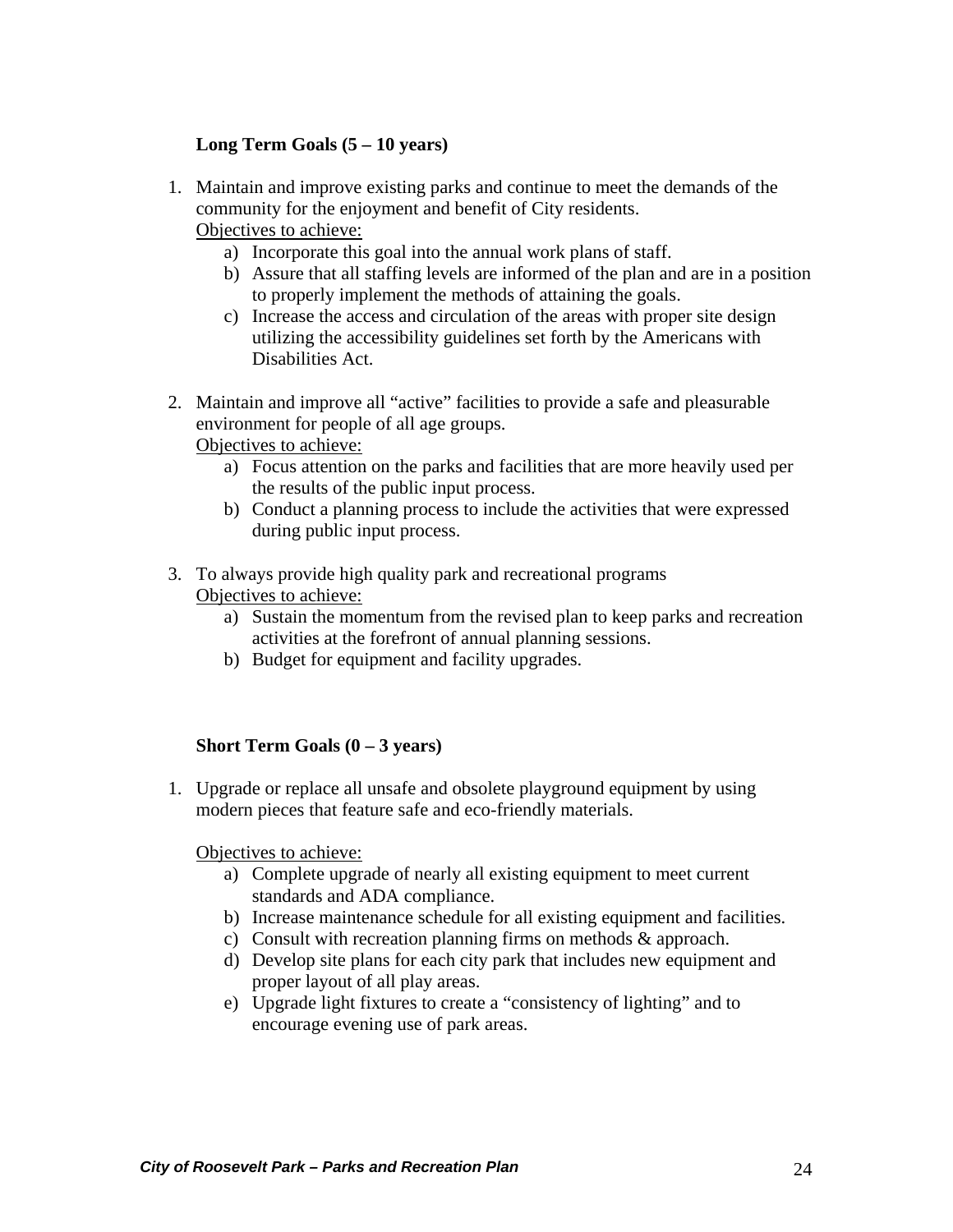**Long Term Goals (5 – 10 years)**

1. Maintain and improve existing parks and continue to meet the demands of the community for the enjoyment and benefit of City residents.
   Objectives to achieve:
   a) Incorporate this goal into the annual work plans of staff.
   b) Assure that all staffing levels are informed of the plan and are in a position to properly implement the methods of attaining the goals.
   c) Increase the access and circulation of the areas with proper site design utilizing the accessibility guidelines set forth by the Americans with Disabilities Act.

2. Maintain and improve all "active" facilities to provide a safe and pleasurable environment for people of all age groups.
   Objectives to achieve:
   a) Focus attention on the parks and facilities that are more heavily used per the results of the public input process.
   b) Conduct a planning process to include the activities that were expressed during public input process.

3. To always provide high quality park and recreational programs
   Objectives to achieve:
   a) Sustain the momentum from the revised plan to keep parks and recreation activities at the forefront of annual planning sessions.
   b) Budget for equipment and facility upgrades.

**Short Term Goals (0 – 3 years)**

1. Upgrade or replace all unsafe and obsolete playground equipment by using modern pieces that feature safe and eco-friendly materials.

   Objectives to achieve:
   a) Complete upgrade of nearly all existing equipment to meet current standards and ADA compliance.
   b) Increase maintenance schedule for all existing equipment and facilities.
   c) Consult with recreation planning firms on methods & approach.
   d) Develop site plans for each city park that includes new equipment and proper layout of all play areas.
   e) Upgrade light fixtures to create a "consistency of lighting" and to encourage evening use of park areas.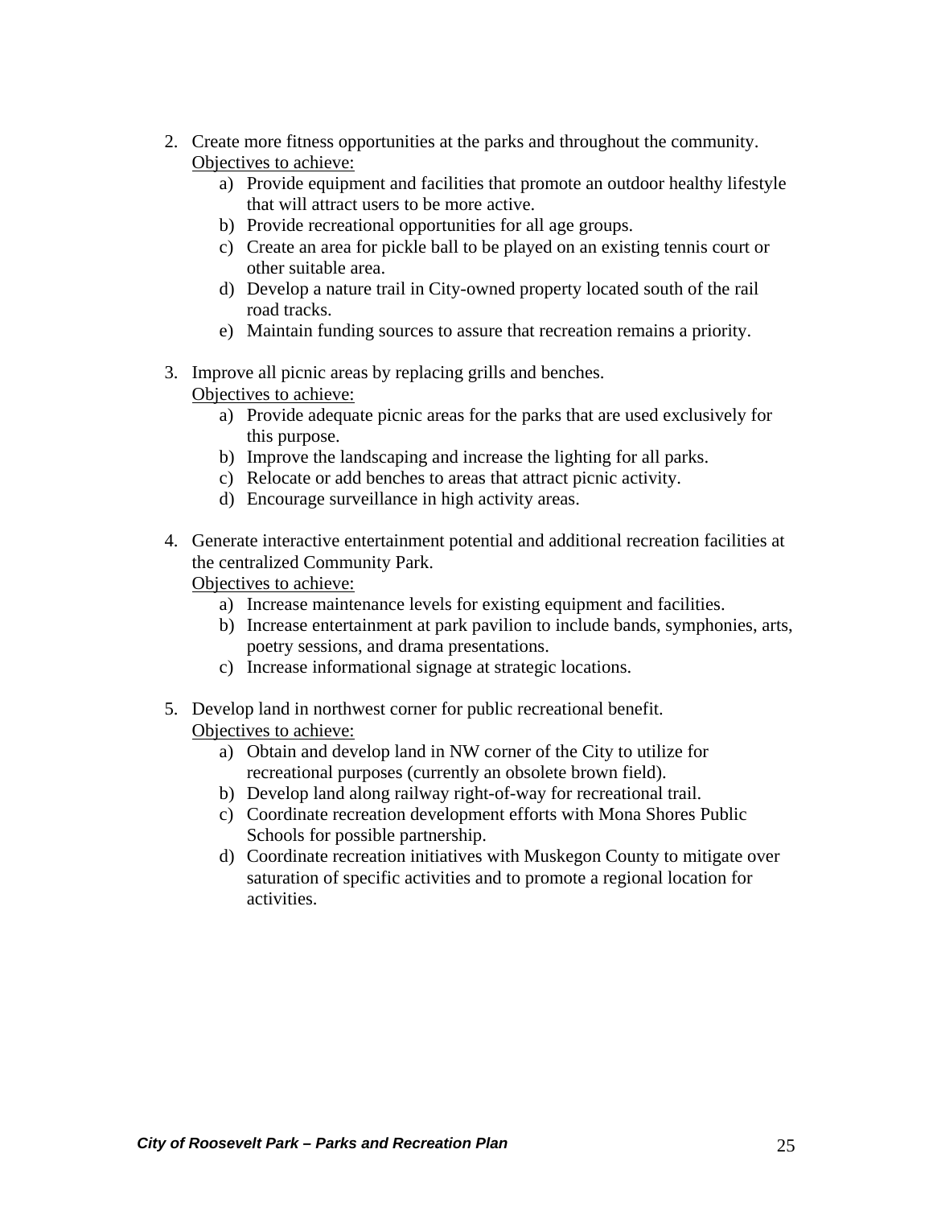2. Create more fitness opportunities at the parks and throughout the community.
   Objectives to achieve:
   a) Provide equipment and facilities that promote an outdoor healthy lifestyle that will attract users to be more active.
   b) Provide recreational opportunities for all age groups.
   c) Create an area for pickle ball to be played on an existing tennis court or other suitable area.
   d) Develop a nature trail in City-owned property located south of the rail road tracks.
   e) Maintain funding sources to assure that recreation remains a priority.

3. Improve all picnic areas by replacing grills and benches.
   Objectives to achieve:
   a) Provide adequate picnic areas for the parks that are used exclusively for this purpose.
   b) Improve the landscaping and increase the lighting for all parks.
   c) Relocate or add benches to areas that attract picnic activity.
   d) Encourage surveillance in high activity areas.

4. Generate interactive entertainment potential and additional recreation facilities at the centralized Community Park.
   Objectives to achieve:
   a) Increase maintenance levels for existing equipment and facilities.
   b) Increase entertainment at park pavilion to include bands, symphonies, arts, poetry sessions, and drama presentations.
   c) Increase informational signage at strategic locations.

5. Develop land in northwest corner for public recreational benefit.
   Objectives to achieve:
   a) Obtain and develop land in NW corner of the City to utilize for recreational purposes (currently an obsolete brown field).
   b) Develop land along railway right-of-way for recreational trail.
   c) Coordinate recreation development efforts with Mona Shores Public Schools for possible partnership.
   d) Coordinate recreation initiatives with Muskegon County to mitigate over saturation of specific activities and to promote a regional location for activities.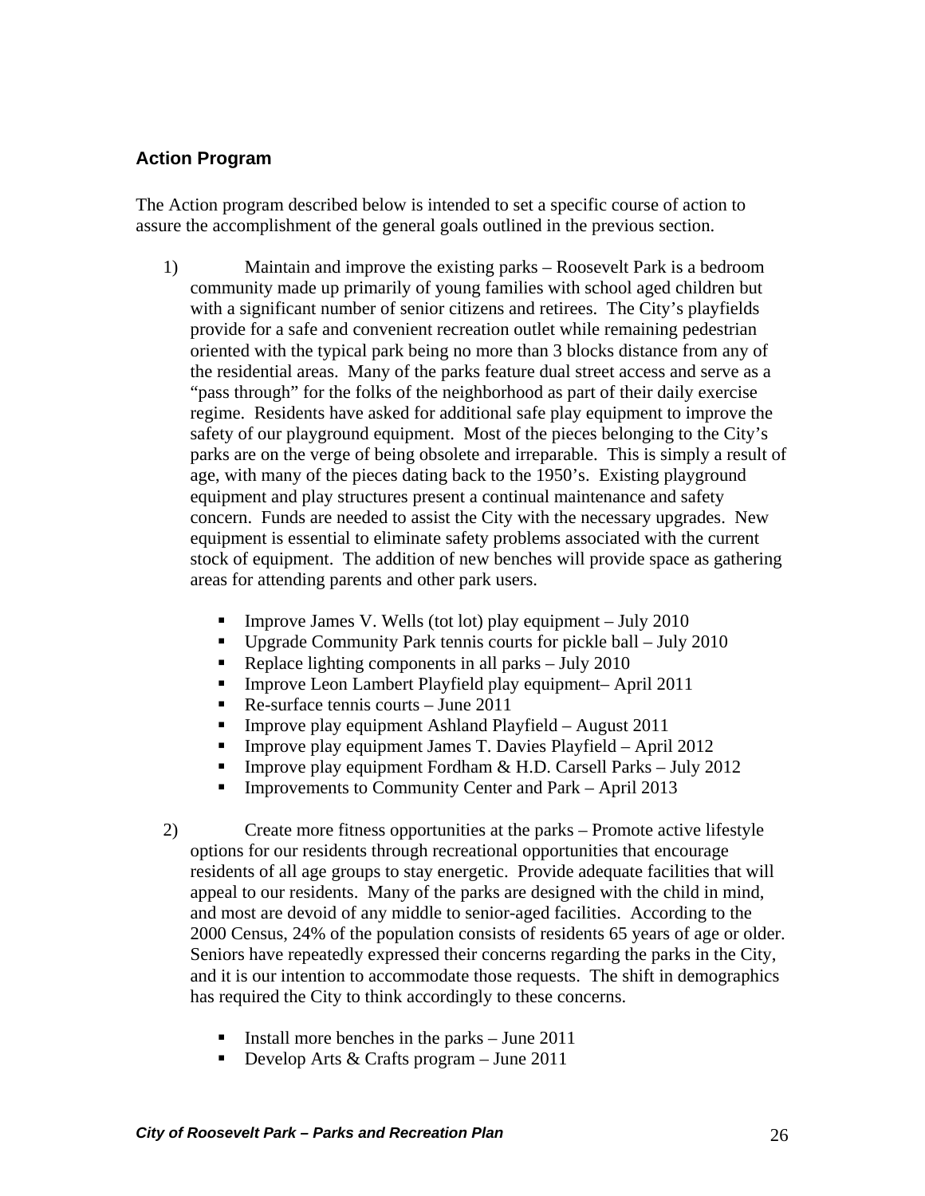## Action Program

The Action program described below is intended to set a specific course of action to assure the accomplishment of the general goals outlined in the previous section.

1) Maintain and improve the existing parks – Roosevelt Park is a bedroom community made up primarily of young families with school aged children but with a significant number of senior citizens and retirees. The City's playfields provide for a safe and convenient recreation outlet while remaining pedestrian oriented with the typical park being no more than 3 blocks distance from any of the residential areas. Many of the parks feature dual street access and serve as a "pass through" for the folks of the neighborhood as part of their daily exercise regime. Residents have asked for additional safe play equipment to improve the safety of our playground equipment. Most of the pieces belonging to the City's parks are on the verge of being obsolete and irreparable. This is simply a result of age, with many of the pieces dating back to the 1950's. Existing playground equipment and play structures present a continual maintenance and safety concern. Funds are needed to assist the City with the necessary upgrades. New equipment is essential to eliminate safety problems associated with the current stock of equipment. The addition of new benches will provide space as gathering areas for attending parents and other park users.

   - Improve James V. Wells (tot lot) play equipment – July 2010
   - Upgrade Community Park tennis courts for pickle ball – July 2010
   - Replace lighting components in all parks – July 2010
   - Improve Leon Lambert Playfield play equipment– April 2011
   - Re-surface tennis courts – June 2011
   - Improve play equipment Ashland Playfield – August 2011
   - Improve play equipment James T. Davies Playfield – April 2012
   - Improve play equipment Fordham & H.D. Carsell Parks – July 2012
   - Improvements to Community Center and Park – April 2013

2) Create more fitness opportunities at the parks – Promote active lifestyle options for our residents through recreational opportunities that encourage residents of all age groups to stay energetic. Provide adequate facilities that will appeal to our residents. Many of the parks are designed with the child in mind, and most are devoid of any middle to senior-aged facilities. According to the 2000 Census, 24% of the population consists of residents 65 years of age or older. Seniors have repeatedly expressed their concerns regarding the parks in the City, and it is our intention to accommodate those requests. The shift in demographics has required the City to think accordingly to these concerns.

   - Install more benches in the parks – June 2011
   - Develop Arts & Crafts program – June 2011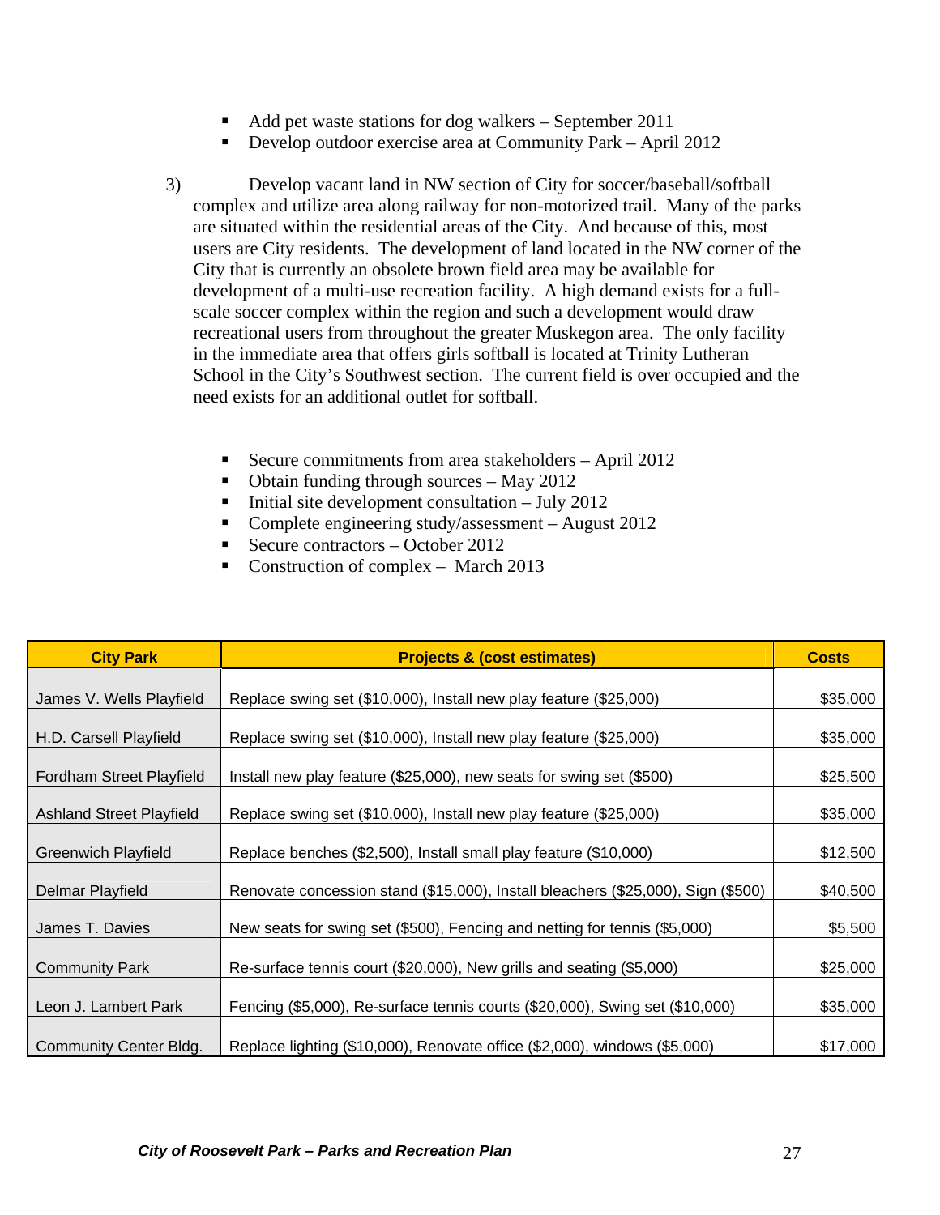- Add pet waste stations for dog walkers – September 2011
- Develop outdoor exercise area at Community Park – April 2012

3) Develop vacant land in NW section of City for soccer/baseball/softball complex and utilize area along railway for non-motorized trail. Many of the parks are situated within the residential areas of the City. And because of this, most users are City residents. The development of land located in the NW corner of the City that is currently an obsolete brown field area may be available for development of a multi-use recreation facility. A high demand exists for a full-scale soccer complex within the region and such a development would draw recreational users from throughout the greater Muskegon area. The only facility in the immediate area that offers girls softball is located at Trinity Lutheran School in the City's Southwest section. The current field is over occupied and the need exists for an additional outlet for softball.

- Secure commitments from area stakeholders – April 2012
- Obtain funding through sources – May 2012
- Initial site development consultation – July 2012
- Complete engineering study/assessment – August 2012
- Secure contractors – October 2012
- Construction of complex – March 2013

| City Park | Projects & (cost estimates) | Costs |
|---|---|---|
| James V. Wells Playfield | Replace swing set ($10,000), Install new play feature ($25,000) | $35,000 |
| H.D. Carsell Playfield | Replace swing set ($10,000), Install new play feature ($25,000) | $35,000 |
| Fordham Street Playfield | Install new play feature ($25,000), new seats for swing set ($500) | $25,500 |
| Ashland Street Playfield | Replace swing set ($10,000), Install new play feature ($25,000) | $35,000 |
| Greenwich Playfield | Replace benches ($2,500), Install small play feature ($10,000) | $12,500 |
| Delmar Playfield | Renovate concession stand ($15,000), Install bleachers ($25,000), Sign ($500) | $40,500 |
| James T. Davies | New seats for swing set ($500), Fencing and netting for tennis ($5,000) | $5,500 |
| Community Park | Re-surface tennis court ($20,000), New grills and seating ($5,000) | $25,000 |
| Leon J. Lambert Park | Fencing ($5,000), Re-surface tennis courts ($20,000), Swing set ($10,000) | $35,000 |
| Community Center Bldg. | Replace lighting ($10,000), Renovate office ($2,000), windows ($5,000) | $17,000 |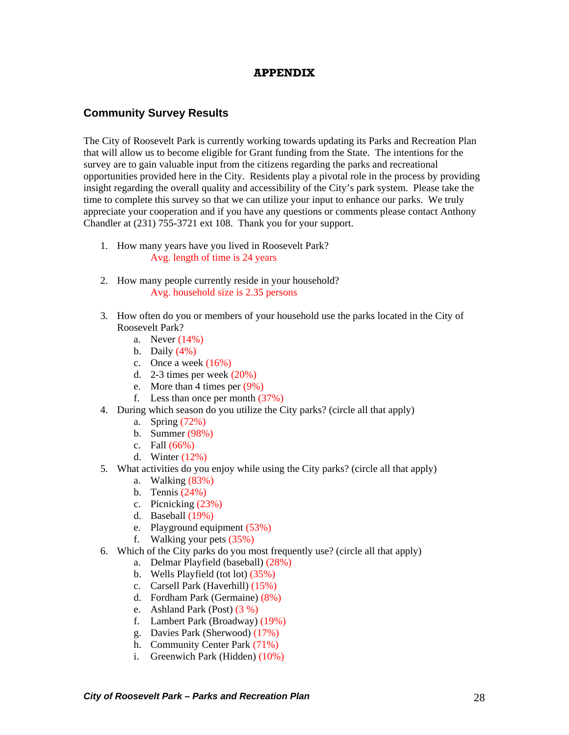# APPENDIX

## Community Survey Results

The City of Roosevelt Park is currently working towards updating its Parks and Recreation Plan that will allow us to become eligible for Grant funding from the State. The intentions for the survey are to gain valuable input from the citizens regarding the parks and recreational opportunities provided here in the City. Residents play a pivotal role in the process by providing insight regarding the overall quality and accessibility of the City's park system. Please take the time to complete this survey so that we can utilize your input to enhance our parks. We truly appreciate your cooperation and if you have any questions or comments please contact Anthony Chandler at (231) 755-3721 ext 108. Thank you for your support.

1. How many years have you lived in Roosevelt Park?
   Avg. length of time is 24 years

2. How many people currently reside in your household?
   Avg. household size is 2.35 persons

3. How often do you or members of your household use the parks located in the City of Roosevelt Park?
   a. Never (14%)
   b. Daily (4%)
   c. Once a week (16%)
   d. 2-3 times per week (20%)
   e. More than 4 times per (9%)
   f. Less than once per month (37%)
4. During which season do you utilize the City parks? (circle all that apply)
   a. Spring (72%)
   b. Summer (98%)
   c. Fall (66%)
   d. Winter (12%)
5. What activities do you enjoy while using the City parks? (circle all that apply)
   a. Walking (83%)
   b. Tennis (24%)
   c. Picnicking (23%)
   d. Baseball (19%)
   e. Playground equipment (53%)
   f. Walking your pets (35%)
6. Which of the City parks do you most frequently use? (circle all that apply)
   a. Delmar Playfield (baseball) (28%)
   b. Wells Playfield (tot lot) (35%)
   c. Carsell Park (Haverhill) (15%)
   d. Fordham Park (Germaine) (8%)
   e. Ashland Park (Post) (3 %)
   f. Lambert Park (Broadway) (19%)
   g. Davies Park (Sherwood) (17%)
   h. Community Center Park (71%)
   i. Greenwich Park (Hidden) (10%)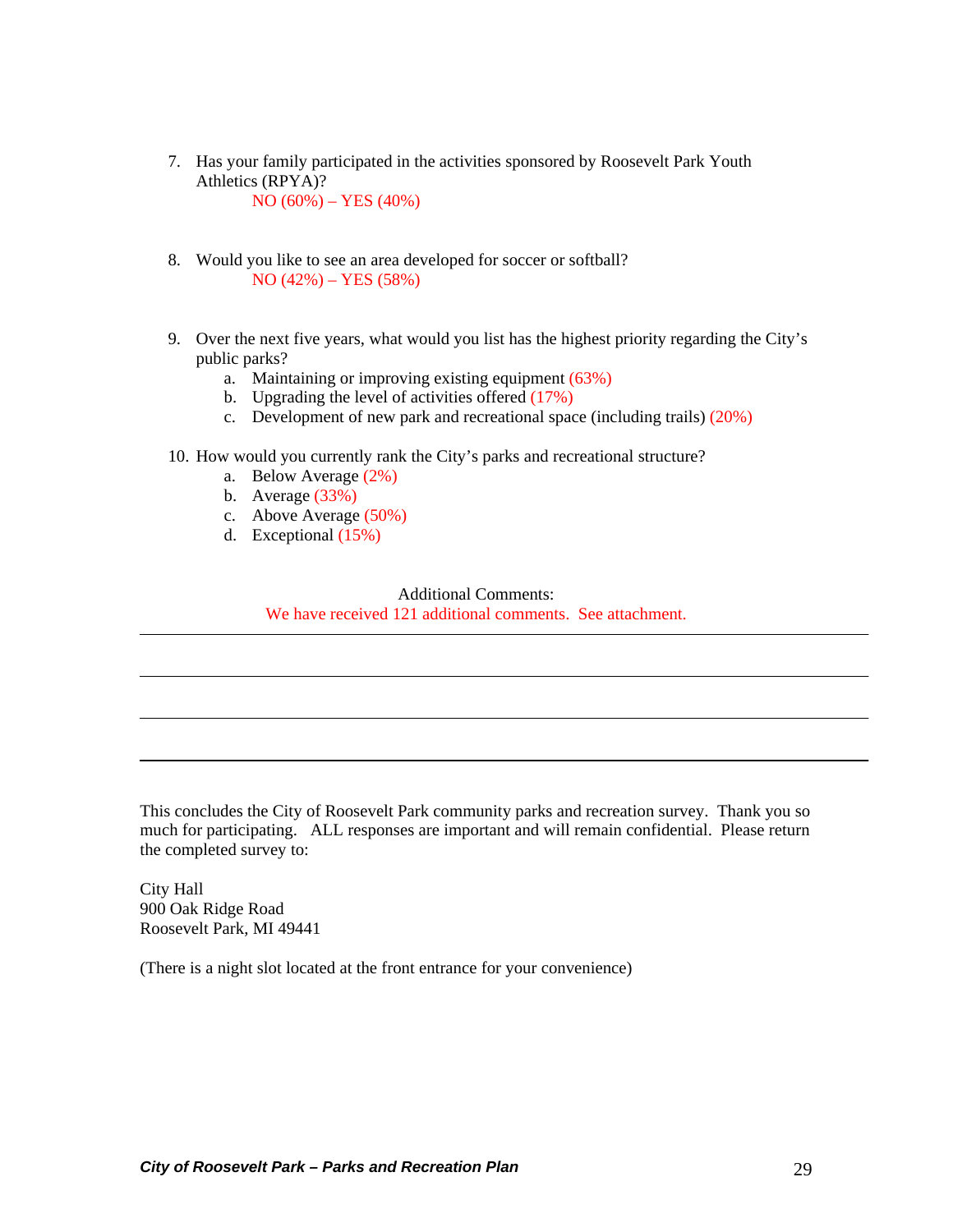7. Has your family participated in the activities sponsored by Roosevelt Park Youth Athletics (RPYA)?

    NO (60%) – YES (40%)

8. Would you like to see an area developed for soccer or softball?

    NO (42%) – YES (58%)

9. Over the next five years, what would you list has the highest priority regarding the City's public parks?
    a. Maintaining or improving existing equipment (63%)
    b. Upgrading the level of activities offered (17%)
    c. Development of new park and recreational space (including trails) (20%)

10. How would you currently rank the City's parks and recreational structure?
    a. Below Average (2%)
    b. Average (33%)
    c. Above Average (50%)
    d. Exceptional (15%)

Additional Comments:

We have received 121 additional comments. See attachment.

---

This concludes the City of Roosevelt Park community parks and recreation survey. Thank you so much for participating. ALL responses are important and will remain confidential. Please return the completed survey to:

City Hall
900 Oak Ridge Road
Roosevelt Park, MI 49441

(There is a night slot located at the front entrance for your convenience)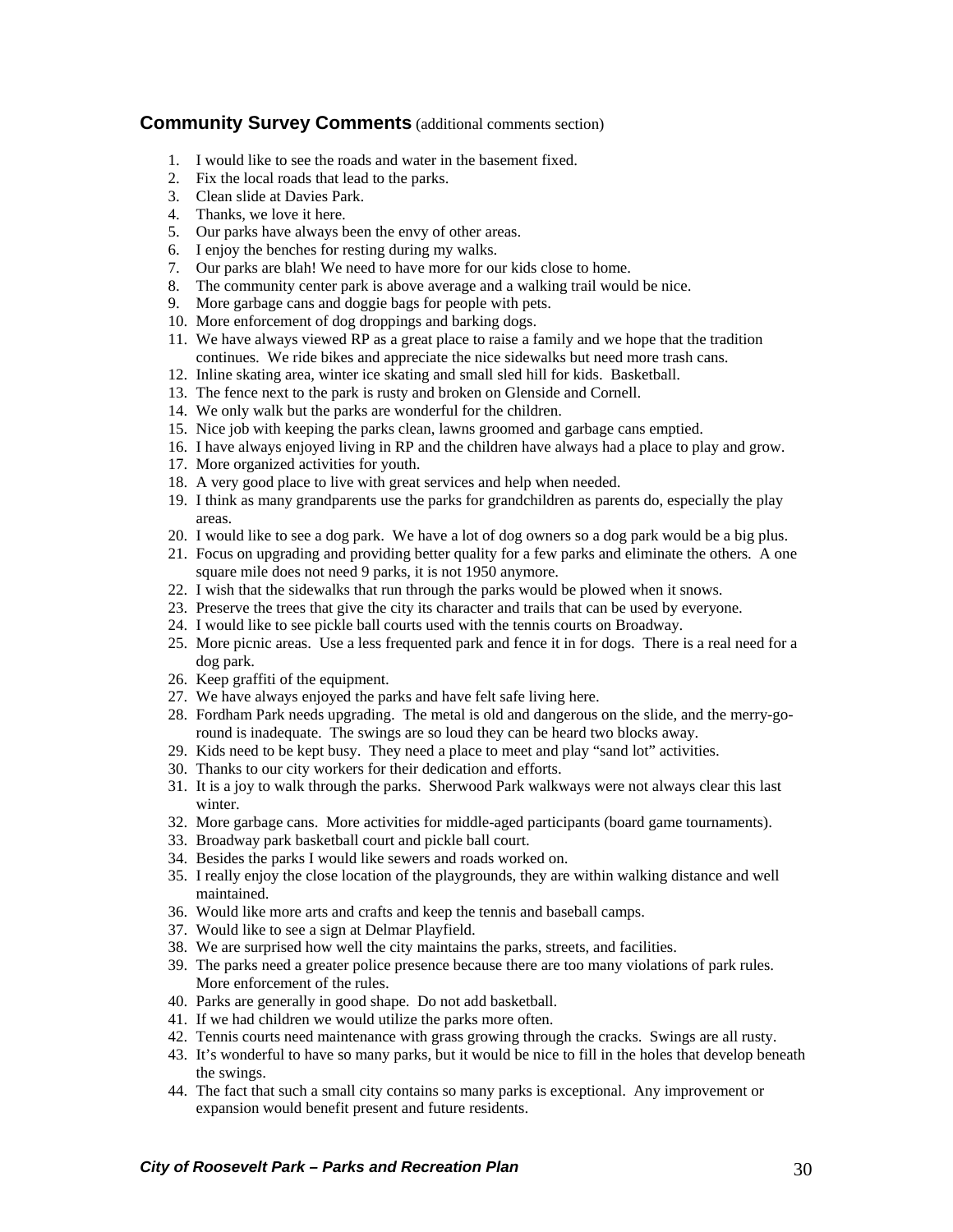## **Community Survey Comments** (additional comments section)

1. I would like to see the roads and water in the basement fixed.
2. Fix the local roads that lead to the parks.
3. Clean slide at Davies Park.
4. Thanks, we love it here.
5. Our parks have always been the envy of other areas.
6. I enjoy the benches for resting during my walks.
7. Our parks are blah! We need to have more for our kids close to home.
8. The community center park is above average and a walking trail would be nice.
9. More garbage cans and doggie bags for people with pets.
10. More enforcement of dog droppings and barking dogs.
11. We have always viewed RP as a great place to raise a family and we hope that the tradition continues. We ride bikes and appreciate the nice sidewalks but need more trash cans.
12. Inline skating area, winter ice skating and small sled hill for kids. Basketball.
13. The fence next to the park is rusty and broken on Glenside and Cornell.
14. We only walk but the parks are wonderful for the children.
15. Nice job with keeping the parks clean, lawns groomed and garbage cans emptied.
16. I have always enjoyed living in RP and the children have always had a place to play and grow.
17. More organized activities for youth.
18. A very good place to live with great services and help when needed.
19. I think as many grandparents use the parks for grandchildren as parents do, especially the play areas.
20. I would like to see a dog park. We have a lot of dog owners so a dog park would be a big plus.
21. Focus on upgrading and providing better quality for a few parks and eliminate the others. A one square mile does not need 9 parks, it is not 1950 anymore.
22. I wish that the sidewalks that run through the parks would be plowed when it snows.
23. Preserve the trees that give the city its character and trails that can be used by everyone.
24. I would like to see pickle ball courts used with the tennis courts on Broadway.
25. More picnic areas. Use a less frequented park and fence it in for dogs. There is a real need for a dog park.
26. Keep graffiti of the equipment.
27. We have always enjoyed the parks and have felt safe living here.
28. Fordham Park needs upgrading. The metal is old and dangerous on the slide, and the merry-go-round is inadequate. The swings are so loud they can be heard two blocks away.
29. Kids need to be kept busy. They need a place to meet and play "sand lot" activities.
30. Thanks to our city workers for their dedication and efforts.
31. It is a joy to walk through the parks. Sherwood Park walkways were not always clear this last winter.
32. More garbage cans. More activities for middle-aged participants (board game tournaments).
33. Broadway park basketball court and pickle ball court.
34. Besides the parks I would like sewers and roads worked on.
35. I really enjoy the close location of the playgrounds, they are within walking distance and well maintained.
36. Would like more arts and crafts and keep the tennis and baseball camps.
37. Would like to see a sign at Delmar Playfield.
38. We are surprised how well the city maintains the parks, streets, and facilities.
39. The parks need a greater police presence because there are too many violations of park rules. More enforcement of the rules.
40. Parks are generally in good shape. Do not add basketball.
41. If we had children we would utilize the parks more often.
42. Tennis courts need maintenance with grass growing through the cracks. Swings are all rusty.
43. It's wonderful to have so many parks, but it would be nice to fill in the holes that develop beneath the swings.
44. The fact that such a small city contains so many parks is exceptional. Any improvement or expansion would benefit present and future residents.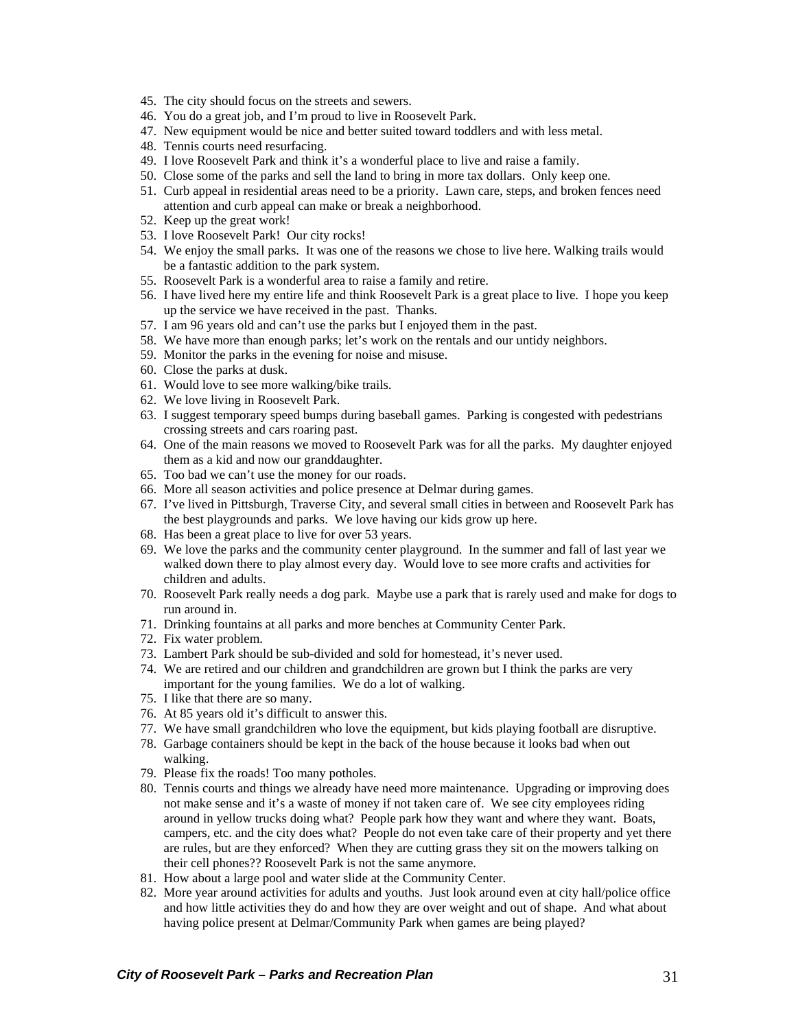45. The city should focus on the streets and sewers.
46. You do a great job, and I'm proud to live in Roosevelt Park.
47. New equipment would be nice and better suited toward toddlers and with less metal.
48. Tennis courts need resurfacing.
49. I love Roosevelt Park and think it's a wonderful place to live and raise a family.
50. Close some of the parks and sell the land to bring in more tax dollars. Only keep one.
51. Curb appeal in residential areas need to be a priority. Lawn care, steps, and broken fences need attention and curb appeal can make or break a neighborhood.
52. Keep up the great work!
53. I love Roosevelt Park! Our city rocks!
54. We enjoy the small parks. It was one of the reasons we chose to live here. Walking trails would be a fantastic addition to the park system.
55. Roosevelt Park is a wonderful area to raise a family and retire.
56. I have lived here my entire life and think Roosevelt Park is a great place to live. I hope you keep up the service we have received in the past. Thanks.
57. I am 96 years old and can't use the parks but I enjoyed them in the past.
58. We have more than enough parks; let's work on the rentals and our untidy neighbors.
59. Monitor the parks in the evening for noise and misuse.
60. Close the parks at dusk.
61. Would love to see more walking/bike trails.
62. We love living in Roosevelt Park.
63. I suggest temporary speed bumps during baseball games. Parking is congested with pedestrians crossing streets and cars roaring past.
64. One of the main reasons we moved to Roosevelt Park was for all the parks. My daughter enjoyed them as a kid and now our granddaughter.
65. Too bad we can't use the money for our roads.
66. More all season activities and police presence at Delmar during games.
67. I've lived in Pittsburgh, Traverse City, and several small cities in between and Roosevelt Park has the best playgrounds and parks. We love having our kids grow up here.
68. Has been a great place to live for over 53 years.
69. We love the parks and the community center playground. In the summer and fall of last year we walked down there to play almost every day. Would love to see more crafts and activities for children and adults.
70. Roosevelt Park really needs a dog park. Maybe use a park that is rarely used and make for dogs to run around in.
71. Drinking fountains at all parks and more benches at Community Center Park.
72. Fix water problem.
73. Lambert Park should be sub-divided and sold for homestead, it's never used.
74. We are retired and our children and grandchildren are grown but I think the parks are very important for the young families. We do a lot of walking.
75. I like that there are so many.
76. At 85 years old it's difficult to answer this.
77. We have small grandchildren who love the equipment, but kids playing football are disruptive.
78. Garbage containers should be kept in the back of the house because it looks bad when out walking.
79. Please fix the roads! Too many potholes.
80. Tennis courts and things we already have need more maintenance. Upgrading or improving does not make sense and it's a waste of money if not taken care of. We see city employees riding around in yellow trucks doing what? People park how they want and where they want. Boats, campers, etc. and the city does what? People do not even take care of their property and yet there are rules, but are they enforced? When they are cutting grass they sit on the mowers talking on their cell phones?? Roosevelt Park is not the same anymore.
81. How about a large pool and water slide at the Community Center.
82. More year around activities for adults and youths. Just look around even at city hall/police office and how little activities they do and how they are over weight and out of shape. And what about having police present at Delmar/Community Park when games are being played?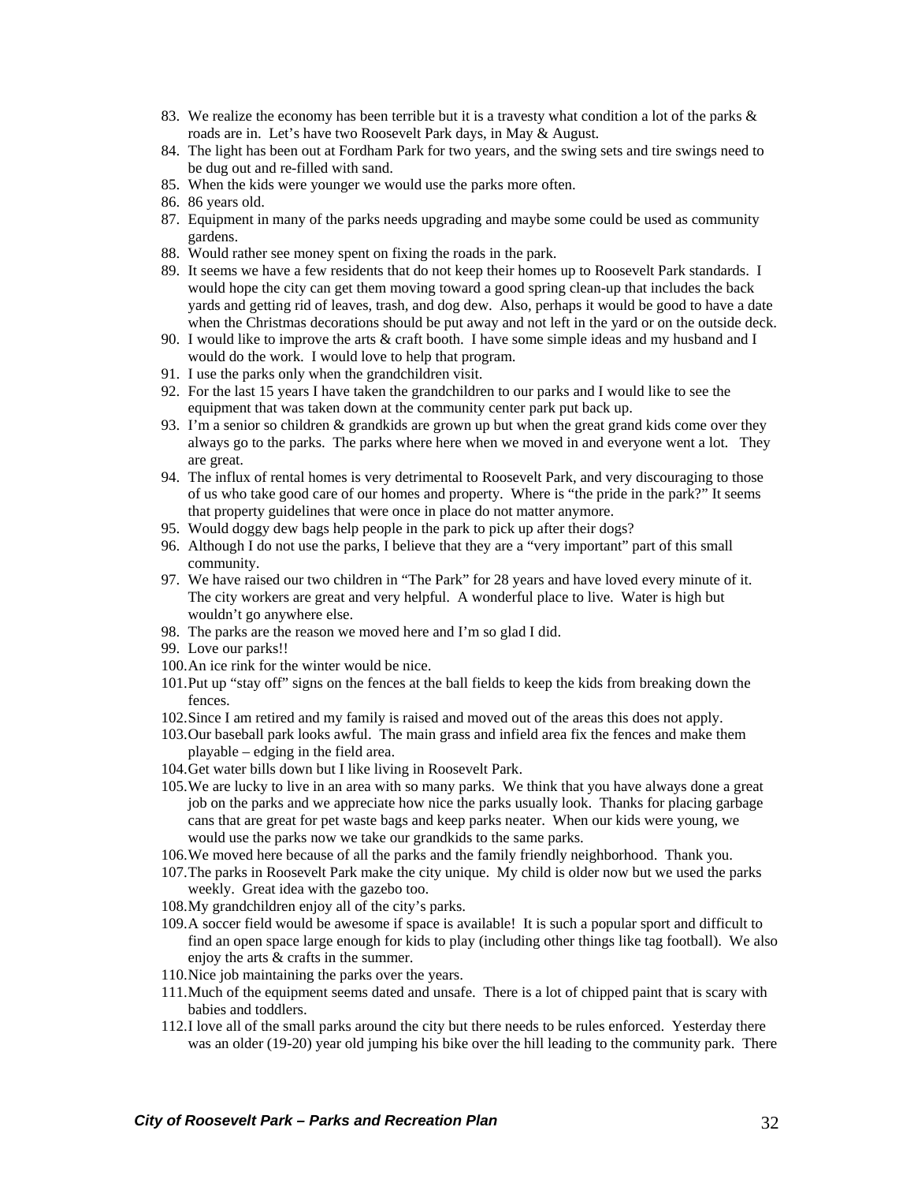83. We realize the economy has been terrible but it is a travesty what condition a lot of the parks & roads are in. Let's have two Roosevelt Park days, in May & August.
84. The light has been out at Fordham Park for two years, and the swing sets and tire swings need to be dug out and re-filled with sand.
85. When the kids were younger we would use the parks more often.
86. 86 years old.
87. Equipment in many of the parks needs upgrading and maybe some could be used as community gardens.
88. Would rather see money spent on fixing the roads in the park.
89. It seems we have a few residents that do not keep their homes up to Roosevelt Park standards. I would hope the city can get them moving toward a good spring clean-up that includes the back yards and getting rid of leaves, trash, and dog dew. Also, perhaps it would be good to have a date when the Christmas decorations should be put away and not left in the yard or on the outside deck.
90. I would like to improve the arts & craft booth. I have some simple ideas and my husband and I would do the work. I would love to help that program.
91. I use the parks only when the grandchildren visit.
92. For the last 15 years I have taken the grandchildren to our parks and I would like to see the equipment that was taken down at the community center park put back up.
93. I'm a senior so children & grandkids are grown up but when the great grand kids come over they always go to the parks. The parks where here when we moved in and everyone went a lot. They are great.
94. The influx of rental homes is very detrimental to Roosevelt Park, and very discouraging to those of us who take good care of our homes and property. Where is "the pride in the park?" It seems that property guidelines that were once in place do not matter anymore.
95. Would doggy dew bags help people in the park to pick up after their dogs?
96. Although I do not use the parks, I believe that they are a "very important" part of this small community.
97. We have raised our two children in "The Park" for 28 years and have loved every minute of it. The city workers are great and very helpful. A wonderful place to live. Water is high but wouldn't go anywhere else.
98. The parks are the reason we moved here and I'm so glad I did.
99. Love our parks!!
100. An ice rink for the winter would be nice.
101. Put up "stay off" signs on the fences at the ball fields to keep the kids from breaking down the fences.
102. Since I am retired and my family is raised and moved out of the areas this does not apply.
103. Our baseball park looks awful. The main grass and infield area fix the fences and make them playable – edging in the field area.
104. Get water bills down but I like living in Roosevelt Park.
105. We are lucky to live in an area with so many parks. We think that you have always done a great job on the parks and we appreciate how nice the parks usually look. Thanks for placing garbage cans that are great for pet waste bags and keep parks neater. When our kids were young, we would use the parks now we take our grandkids to the same parks.
106. We moved here because of all the parks and the family friendly neighborhood. Thank you.
107. The parks in Roosevelt Park make the city unique. My child is older now but we used the parks weekly. Great idea with the gazebo too.
108. My grandchildren enjoy all of the city's parks.
109. A soccer field would be awesome if space is available! It is such a popular sport and difficult to find an open space large enough for kids to play (including other things like tag football). We also enjoy the arts & crafts in the summer.
110. Nice job maintaining the parks over the years.
111. Much of the equipment seems dated and unsafe. There is a lot of chipped paint that is scary with babies and toddlers.
112. I love all of the small parks around the city but there needs to be rules enforced. Yesterday there was an older (19-20) year old jumping his bike over the hill leading to the community park. There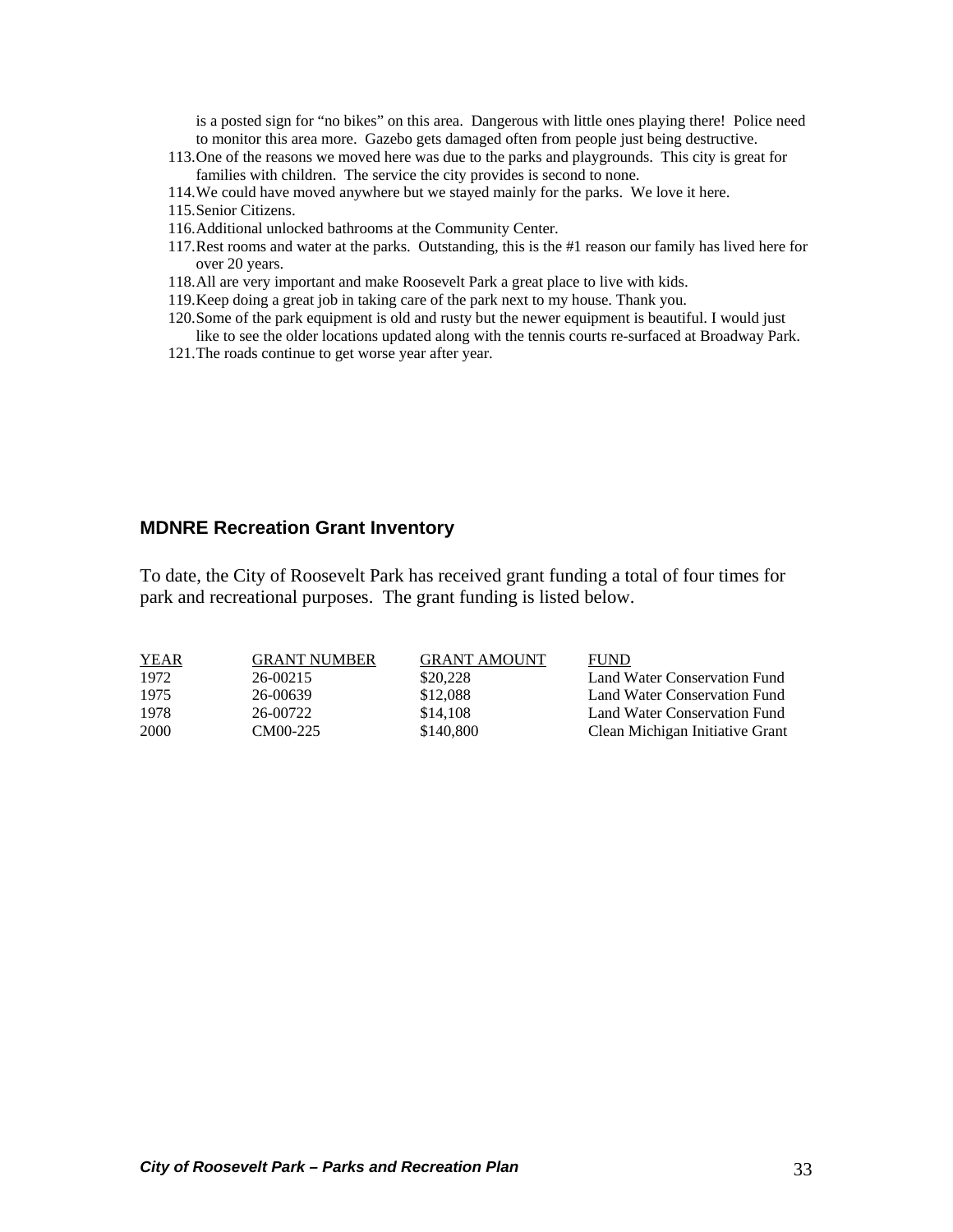is a posted sign for "no bikes" on this area. Dangerous with little ones playing there! Police need to monitor this area more. Gazebo gets damaged often from people just being destructive.

113. One of the reasons we moved here was due to the parks and playgrounds. This city is great for families with children. The service the city provides is second to none.
114. We could have moved anywhere but we stayed mainly for the parks. We love it here.
115. Senior Citizens.
116. Additional unlocked bathrooms at the Community Center.
117. Rest rooms and water at the parks. Outstanding, this is the #1 reason our family has lived here for over 20 years.
118. All are very important and make Roosevelt Park a great place to live with kids.
119. Keep doing a great job in taking care of the park next to my house. Thank you.
120. Some of the park equipment is old and rusty but the newer equipment is beautiful. I would just like to see the older locations updated along with the tennis courts re-surfaced at Broadway Park.
121. The roads continue to get worse year after year.

## MDNRE Recreation Grant Inventory

To date, the City of Roosevelt Park has received grant funding a total of four times for park and recreational purposes. The grant funding is listed below.

| YEAR | GRANT NUMBER | GRANT AMOUNT | FUND |
|---|---|---|---|
| 1972 | 26-00215 | $20,228 | Land Water Conservation Fund |
| 1975 | 26-00639 | $12,088 | Land Water Conservation Fund |
| 1978 | 26-00722 | $14,108 | Land Water Conservation Fund |
| 2000 | CM00-225 | $140,800 | Clean Michigan Initiative Grant |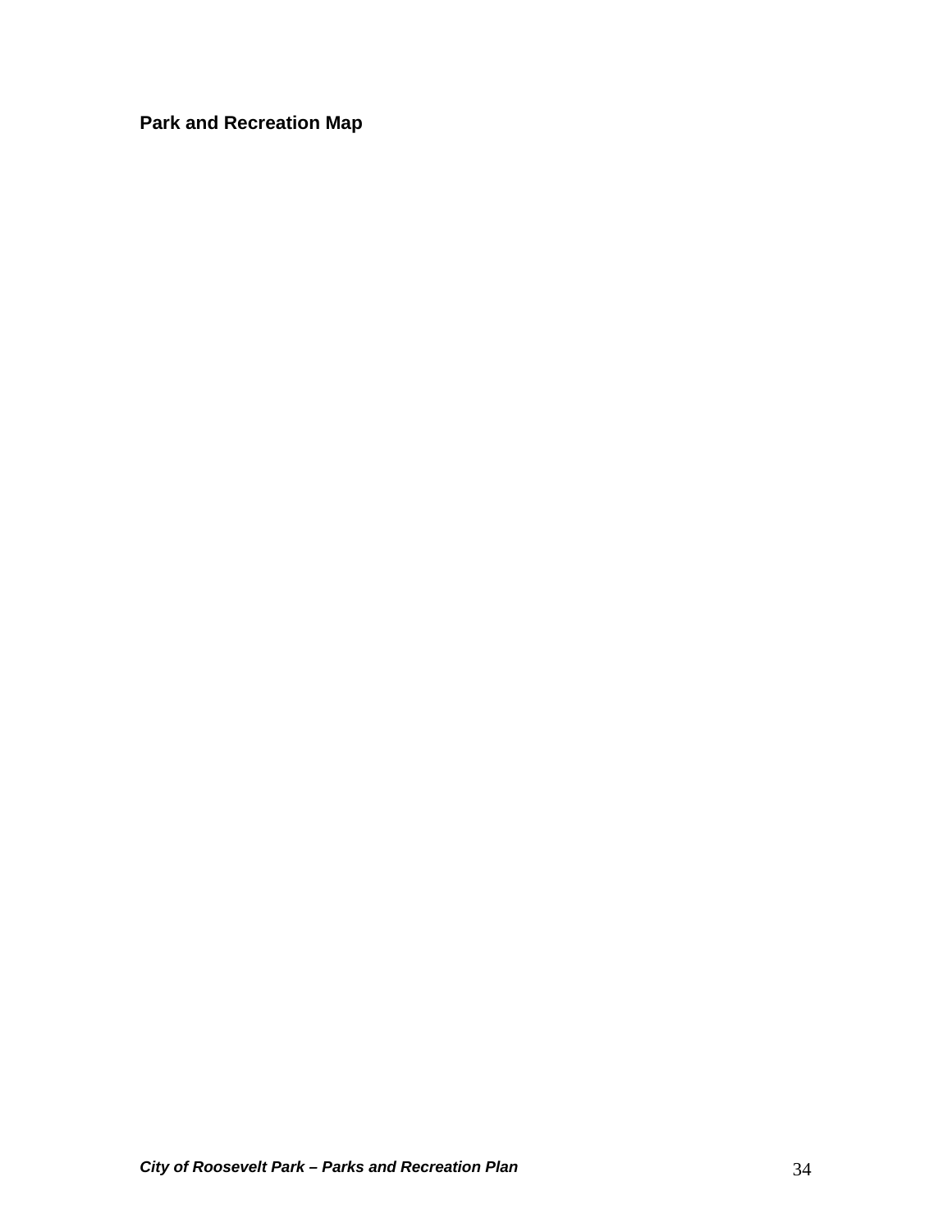**Park and Recreation Map**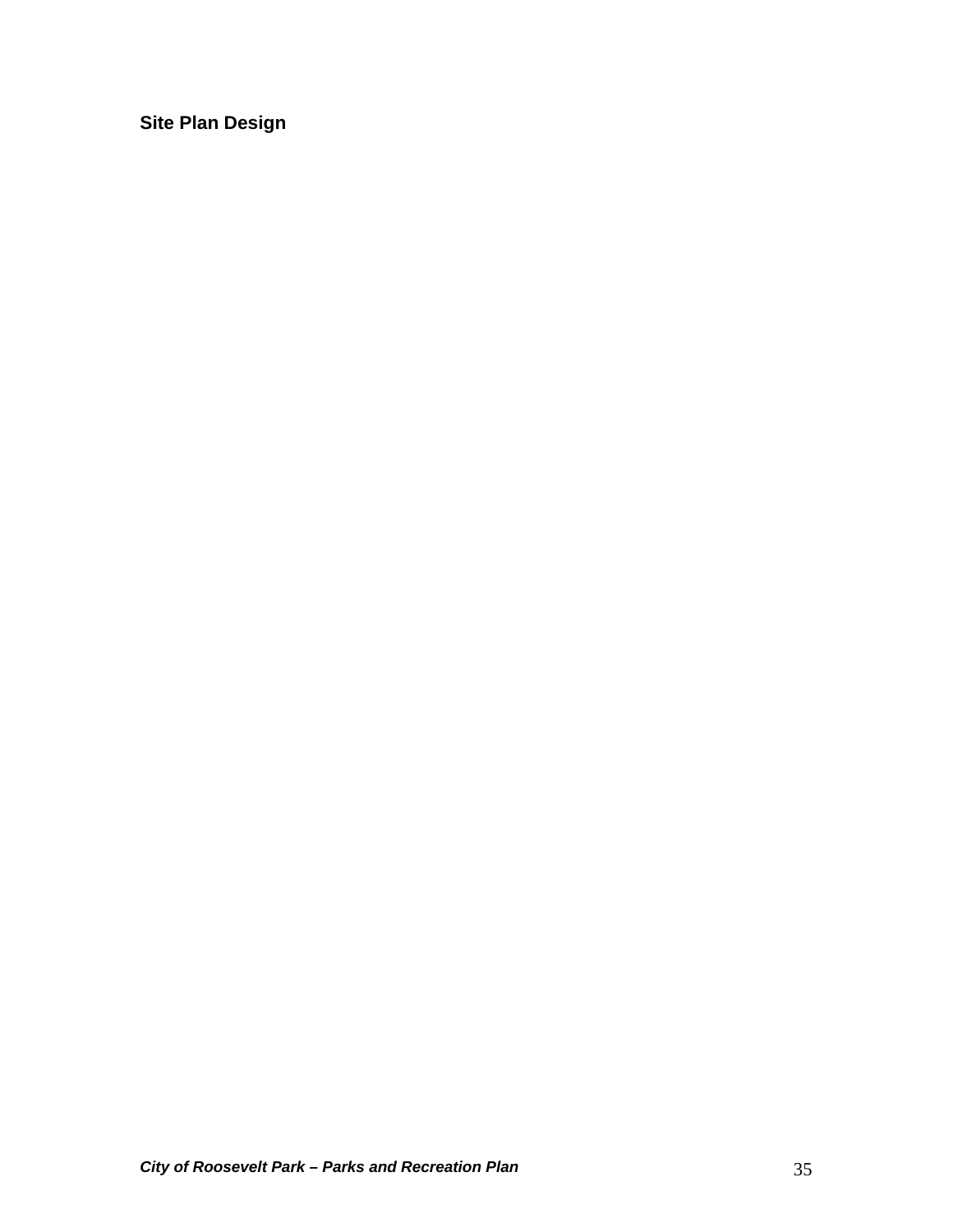## Site Plan Design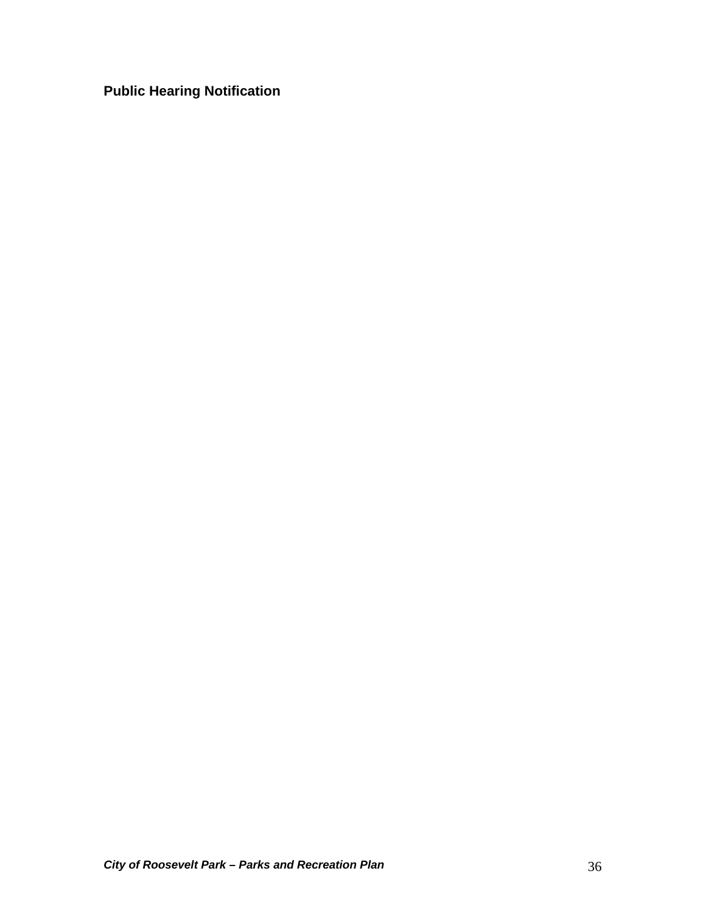**Public Hearing Notification**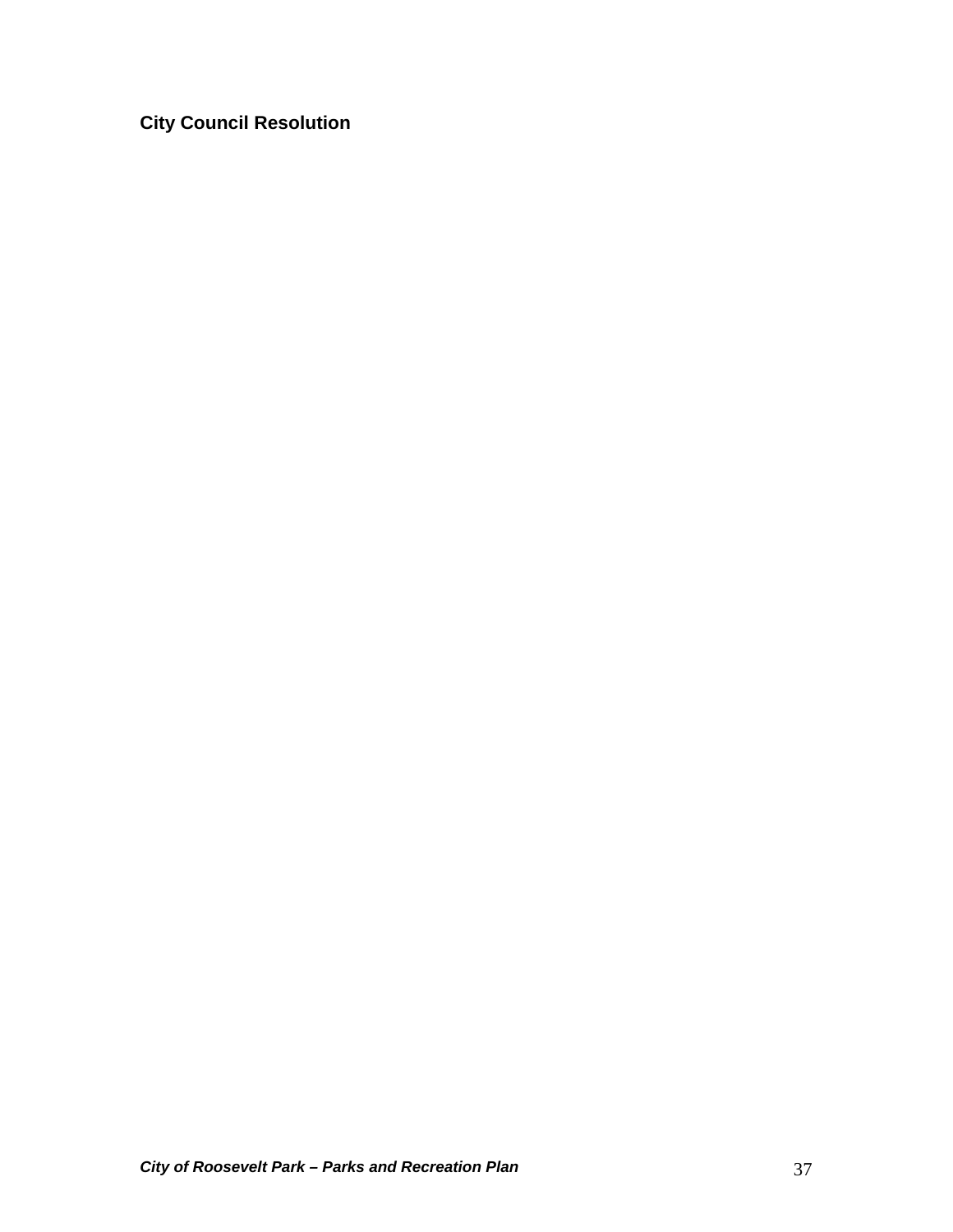**City Council Resolution**